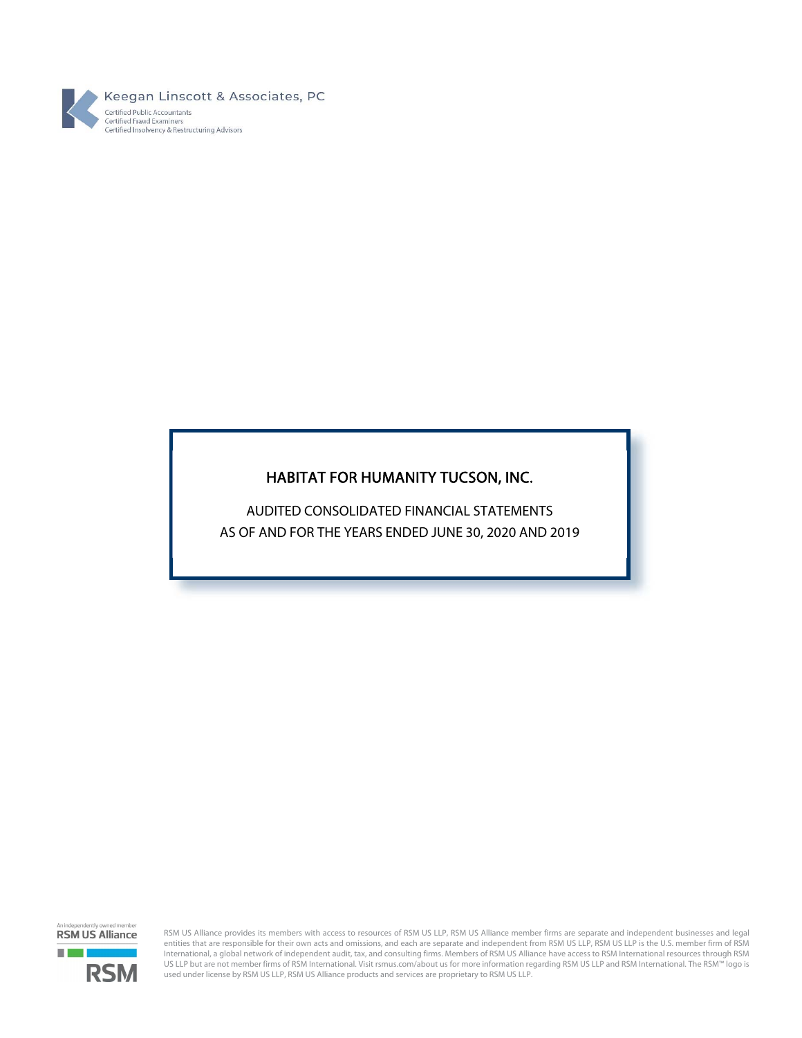Keegan Linscott & Associates, PC

Certified Public Accountants
Certified Fraud Examiners
Certified Insolvency & Restructuring Advisors

# HABITAT FOR HUMANITY TUCSON, INC.

AUDITED CONSOLIDATED FINANCIAL STATEMENTS
AS OF AND FOR THE YEARS ENDED JUNE 30, 2020 AND 2019

An independently owned member
RSM US Alliance

RSM

RSM US Alliance provides its members with access to resources of RSM US LLP, RSM US Alliance member firms are separate and independent businesses and legal entities that are responsible for their own acts and omissions, and each are separate and independent from RSM US LLP, RSM US LLP is the U.S. member firm of RSM International, a global network of independent audit, tax, and consulting firms. Members of RSM US Alliance have access to RSM International resources through RSM US LLP but are not member firms of RSM International. Visit rsmus.com/about us for more information regarding RSM US LLP and RSM International. The RSM™ logo is used under license by RSM US LLP, RSM US Alliance products and services are proprietary to RSM US LLP.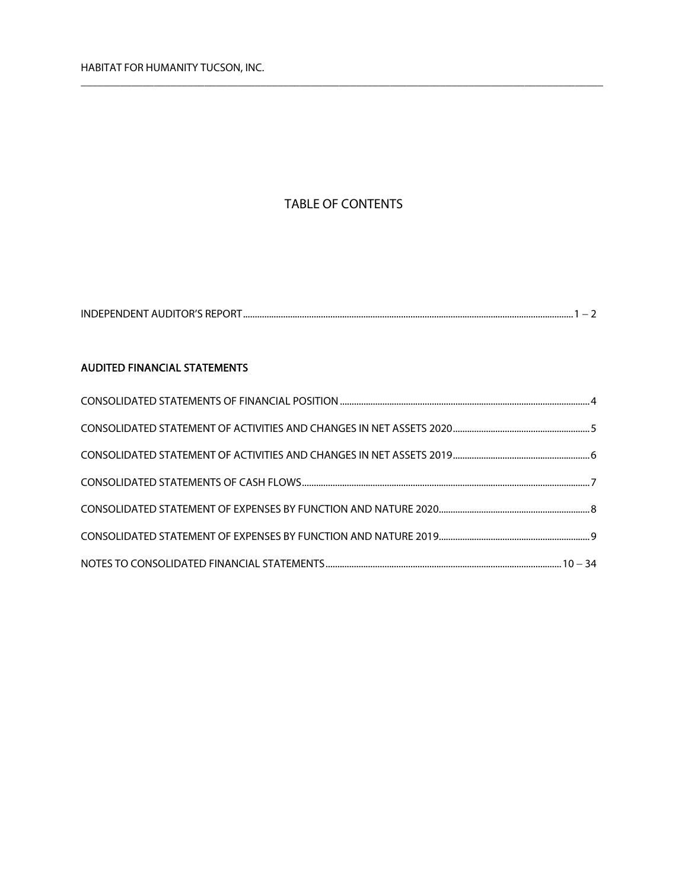# TABLE OF CONTENTS

INDEPENDENT AUDITOR'S REPORT ........ 1 – 2

**AUDITED FINANCIAL STATEMENTS**

CONSOLIDATED STATEMENTS OF FINANCIAL POSITION ........ 4

CONSOLIDATED STATEMENT OF ACTIVITIES AND CHANGES IN NET ASSETS 2020 ........ 5

CONSOLIDATED STATEMENT OF ACTIVITIES AND CHANGES IN NET ASSETS 2019 ........ 6

CONSOLIDATED STATEMENTS OF CASH FLOWS ........ 7

CONSOLIDATED STATEMENT OF EXPENSES BY FUNCTION AND NATURE 2020 ........ 8

CONSOLIDATED STATEMENT OF EXPENSES BY FUNCTION AND NATURE 2019 ........ 9

NOTES TO CONSOLIDATED FINANCIAL STATEMENTS ........ 10 – 34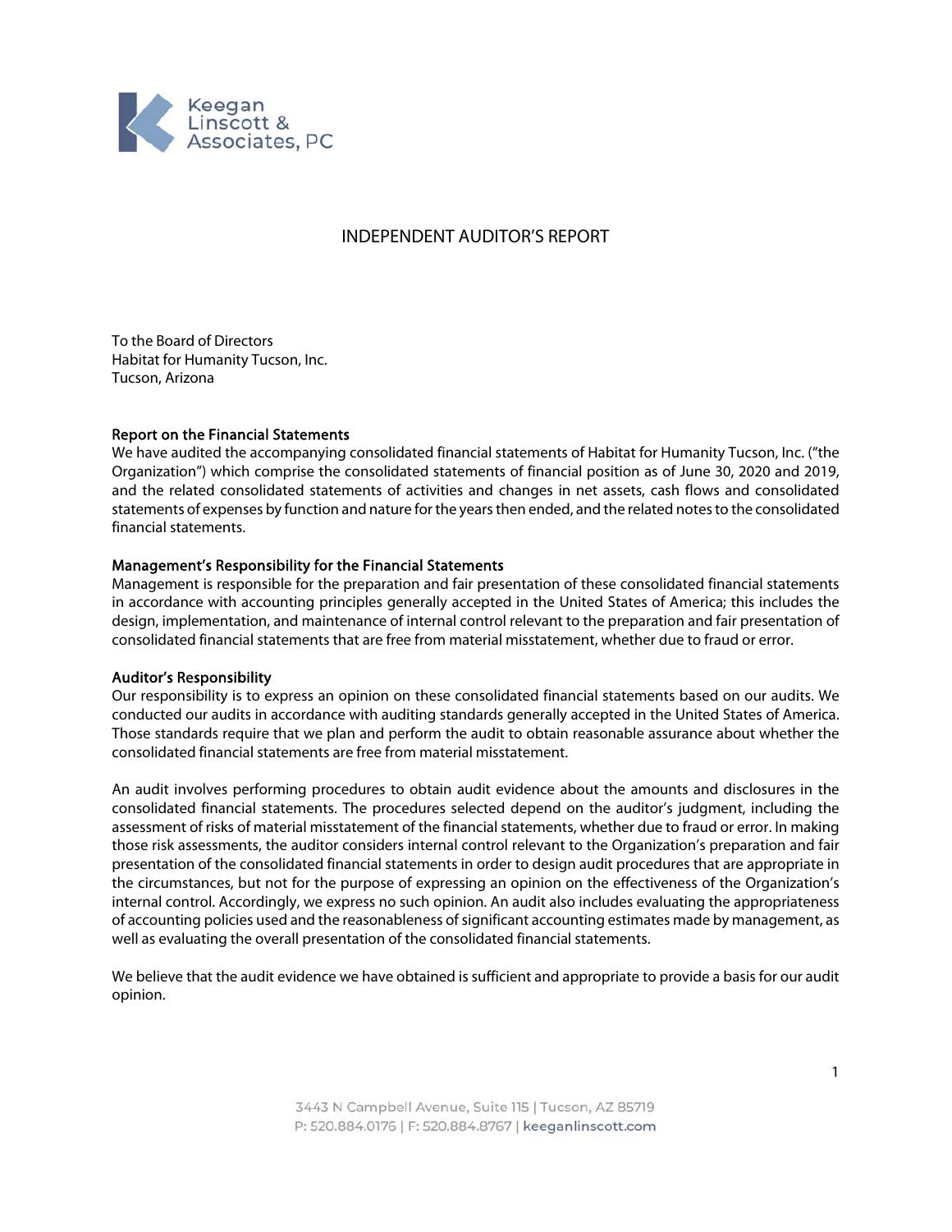Keegan Linscott & Associates, PC

# INDEPENDENT AUDITOR'S REPORT

To the Board of Directors
Habitat for Humanity Tucson, Inc.
Tucson, Arizona

**Report on the Financial Statements**
We have audited the accompanying consolidated financial statements of Habitat for Humanity Tucson, Inc. ("the Organization") which comprise the consolidated statements of financial position as of June 30, 2020 and 2019, and the related consolidated statements of activities and changes in net assets, cash flows and consolidated statements of expenses by function and nature for the years then ended, and the related notes to the consolidated financial statements.

**Management's Responsibility for the Financial Statements**
Management is responsible for the preparation and fair presentation of these consolidated financial statements in accordance with accounting principles generally accepted in the United States of America; this includes the design, implementation, and maintenance of internal control relevant to the preparation and fair presentation of consolidated financial statements that are free from material misstatement, whether due to fraud or error.

**Auditor's Responsibility**
Our responsibility is to express an opinion on these consolidated financial statements based on our audits. We conducted our audits in accordance with auditing standards generally accepted in the United States of America. Those standards require that we plan and perform the audit to obtain reasonable assurance about whether the consolidated financial statements are free from material misstatement.

An audit involves performing procedures to obtain audit evidence about the amounts and disclosures in the consolidated financial statements. The procedures selected depend on the auditor's judgment, including the assessment of risks of material misstatement of the financial statements, whether due to fraud or error. In making those risk assessments, the auditor considers internal control relevant to the Organization's preparation and fair presentation of the consolidated financial statements in order to design audit procedures that are appropriate in the circumstances, but not for the purpose of expressing an opinion on the effectiveness of the Organization's internal control. Accordingly, we express no such opinion. An audit also includes evaluating the appropriateness of accounting policies used and the reasonableness of significant accounting estimates made by management, as well as evaluating the overall presentation of the consolidated financial statements.

We believe that the audit evidence we have obtained is sufficient and appropriate to provide a basis for our audit opinion.

3443 N Campbell Avenue, Suite 115 | Tucson, AZ 85719
P: 520.884.0176 | F: 520.884.8767 | keeganlinscott.com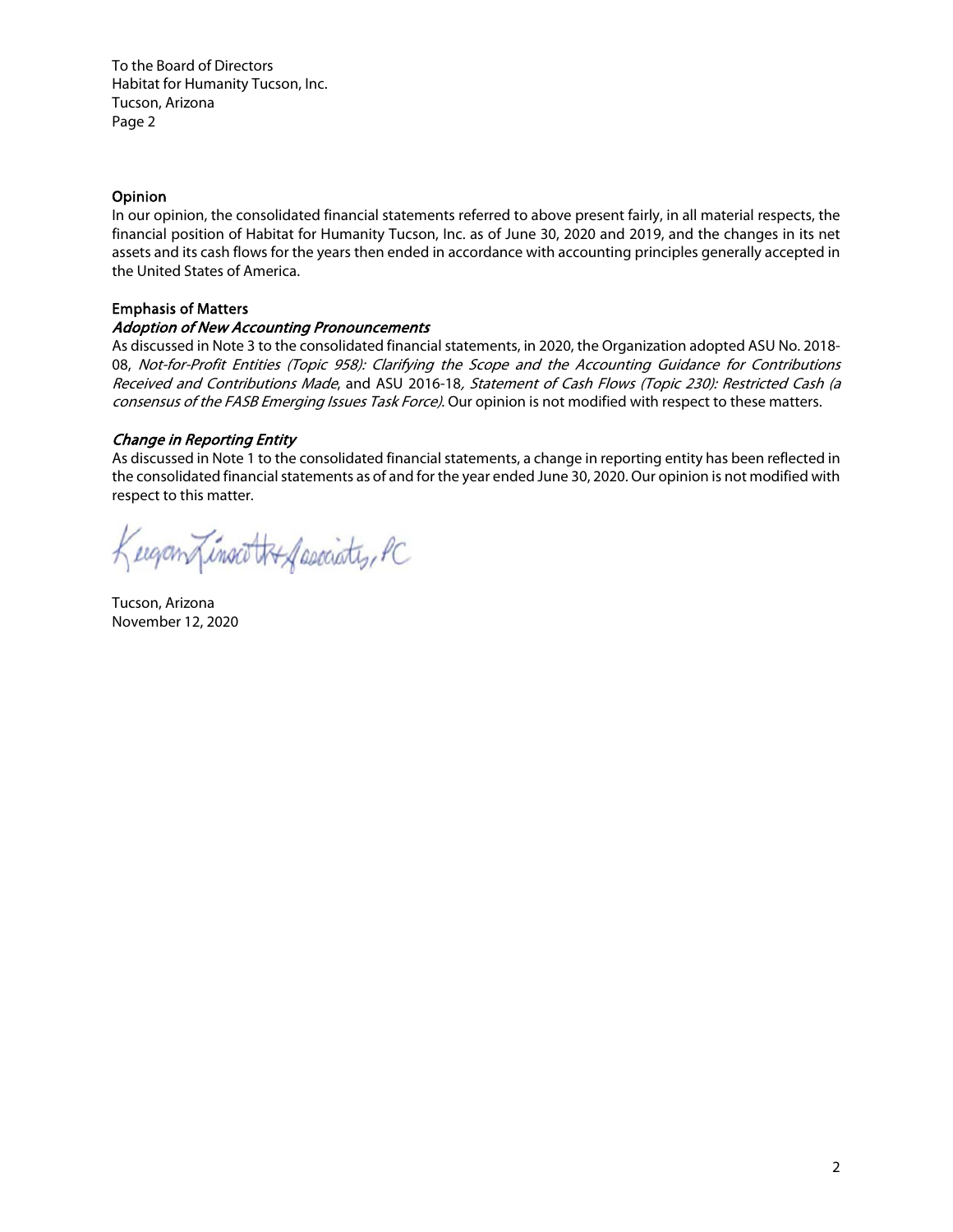To the Board of Directors
Habitat for Humanity Tucson, Inc.
Tucson, Arizona
Page 2

## Opinion

In our opinion, the consolidated financial statements referred to above present fairly, in all material respects, the financial position of Habitat for Humanity Tucson, Inc. as of June 30, 2020 and 2019, and the changes in its net assets and its cash flows for the years then ended in accordance with accounting principles generally accepted in the United States of America.

## Emphasis of Matters

### *Adoption of New Accounting Pronouncements*

As discussed in Note 3 to the consolidated financial statements, in 2020, the Organization adopted ASU No. 2018-08, *Not-for-Profit Entities (Topic 958): Clarifying the Scope and the Accounting Guidance for Contributions Received and Contributions Made*, and ASU 2016-18*, Statement of Cash Flows (Topic 230): Restricted Cash (a consensus of the FASB Emerging Issues Task Force)*. Our opinion is not modified with respect to these matters.

### *Change in Reporting Entity*

As discussed in Note 1 to the consolidated financial statements, a change in reporting entity has been reflected in the consolidated financial statements as of and for the year ended June 30, 2020. Our opinion is not modified with respect to this matter.

Keegan Linscott & Associates, PC

Tucson, Arizona
November 12, 2020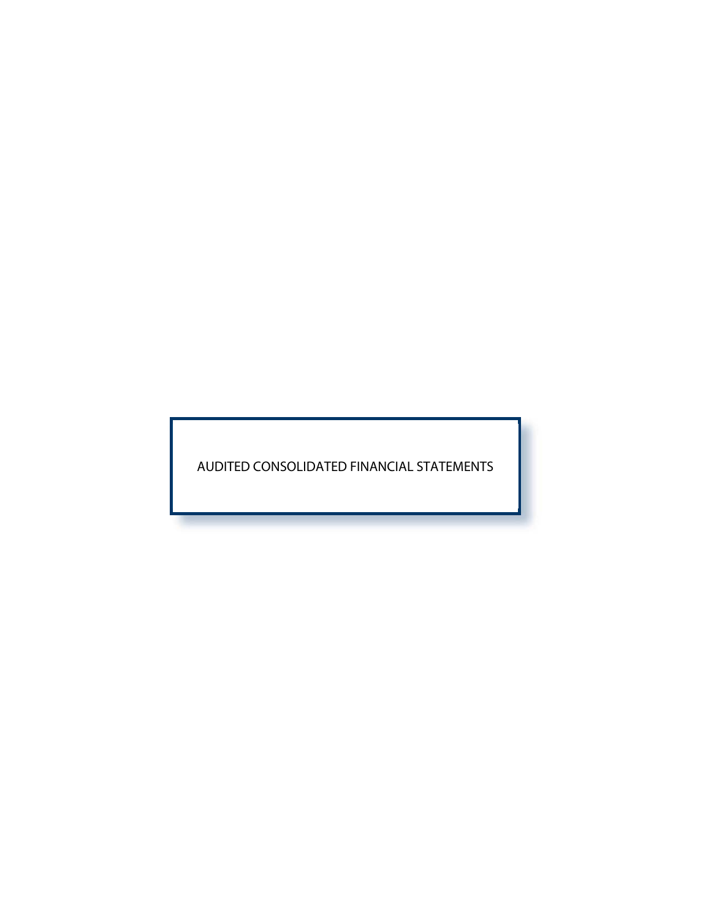# AUDITED CONSOLIDATED FINANCIAL STATEMENTS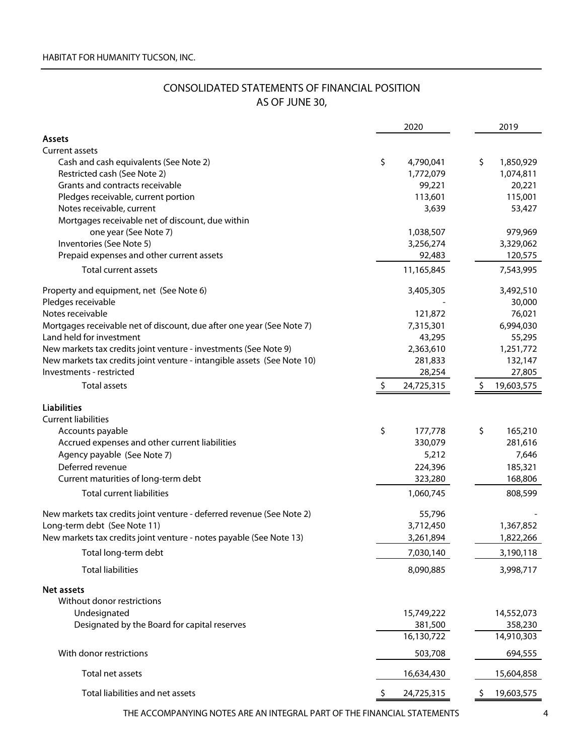HABITAT FOR HUMANITY TUCSON, INC.

# CONSOLIDATED STATEMENTS OF FINANCIAL POSITION
## AS OF JUNE 30,

| | 2020 | 2019 |
|---|---|---|
| **Assets** | | |
| Current assets | | |
| Cash and cash equivalents (See Note 2) | $ 4,790,041 | $ 1,850,929 |
| Restricted cash (See Note 2) | 1,772,079 | 1,074,811 |
| Grants and contracts receivable | 99,221 | 20,221 |
| Pledges receivable, current portion | 113,601 | 115,001 |
| Notes receivable, current | 3,639 | 53,427 |
| Mortgages receivable net of discount, due within one year (See Note 7) | 1,038,507 | 979,969 |
| Inventories (See Note 5) | 3,256,274 | 3,329,062 |
| Prepaid expenses and other current assets | 92,483 | 120,575 |
| Total current assets | 11,165,845 | 7,543,995 |
| Property and equipment, net (See Note 6) | 3,405,305 | 3,492,510 |
| Pledges receivable | - | 30,000 |
| Notes receivable | 121,872 | 76,021 |
| Mortgages receivable net of discount, due after one year (See Note 7) | 7,315,301 | 6,994,030 |
| Land held for investment | 43,295 | 55,295 |
| New markets tax credits joint venture - investments (See Note 9) | 2,363,610 | 1,251,772 |
| New markets tax credits joint venture - intangible assets (See Note 10) | 281,833 | 132,147 |
| Investments - restricted | 28,254 | 27,805 |
| Total assets | $ 24,725,315 | $ 19,603,575 |
| **Liabilities** | | |
| Current liabilities | | |
| Accounts payable | $ 177,778 | $ 165,210 |
| Accrued expenses and other current liabilities | 330,079 | 281,616 |
| Agency payable (See Note 7) | 5,212 | 7,646 |
| Deferred revenue | 224,396 | 185,321 |
| Current maturities of long-term debt | 323,280 | 168,806 |
| Total current liabilities | 1,060,745 | 808,599 |
| New markets tax credits joint venture - deferred revenue (See Note 2) | 55,796 | - |
| Long-term debt (See Note 11) | 3,712,450 | 1,367,852 |
| New markets tax credits joint venture - notes payable (See Note 13) | 3,261,894 | 1,822,266 |
| Total long-term debt | 7,030,140 | 3,190,118 |
| Total liabilities | 8,090,885 | 3,998,717 |
| **Net assets** | | |
| Without donor restrictions | | |
| Undesignated | 15,749,222 | 14,552,073 |
| Designated by the Board for capital reserves | 381,500 | 358,230 |
| | 16,130,722 | 14,910,303 |
| With donor restrictions | 503,708 | 694,555 |
| Total net assets | 16,634,430 | 15,604,858 |
| Total liabilities and net assets | $ 24,725,315 | $ 19,603,575 |

THE ACCOMPANYING NOTES ARE AN INTEGRAL PART OF THE FINANCIAL STATEMENTS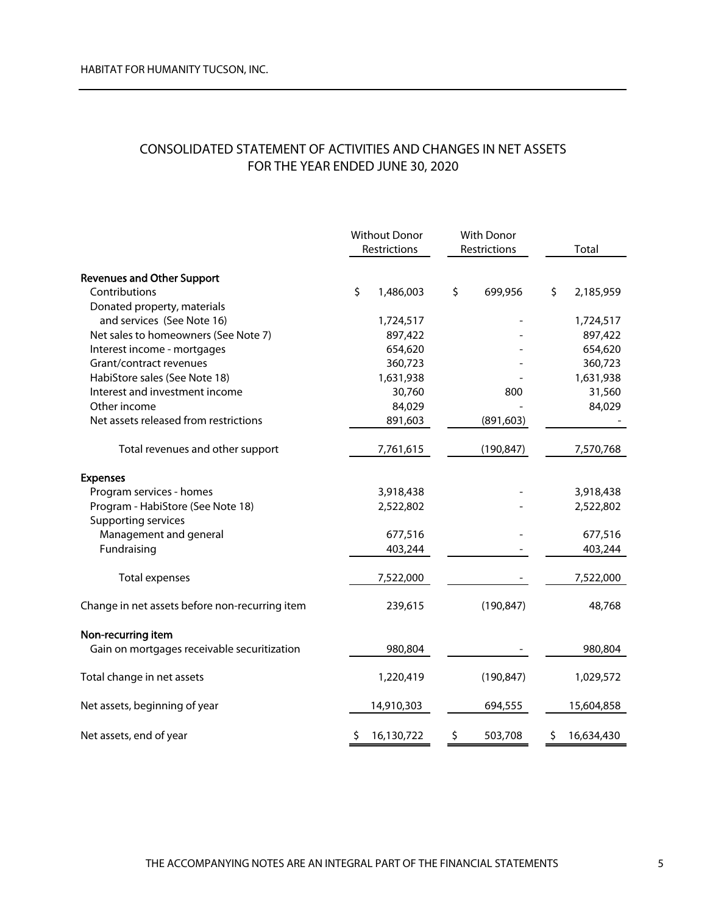HABITAT FOR HUMANITY TUCSON, INC.

## CONSOLIDATED STATEMENT OF ACTIVITIES AND CHANGES IN NET ASSETS
## FOR THE YEAR ENDED JUNE 30, 2020

| | Without Donor Restrictions | With Donor Restrictions | Total |
|---|---|---|---|
| **Revenues and Other Support** | | | |
| Contributions | $ 1,486,003 | $ 699,956 | $ 2,185,959 |
| Donated property, materials and services (See Note 16) | 1,724,517 | - | 1,724,517 |
| Net sales to homeowners (See Note 7) | 897,422 | - | 897,422 |
| Interest income - mortgages | 654,620 | - | 654,620 |
| Grant/contract revenues | 360,723 | - | 360,723 |
| HabiStore sales (See Note 18) | 1,631,938 | - | 1,631,938 |
| Interest and investment income | 30,760 | 800 | 31,560 |
| Other income | 84,029 | - | 84,029 |
| Net assets released from restrictions | 891,603 | (891,603) | - |
| Total revenues and other support | 7,761,615 | (190,847) | 7,570,768 |
| **Expenses** | | | |
| Program services - homes | 3,918,438 | - | 3,918,438 |
| Program - HabiStore (See Note 18) | 2,522,802 | - | 2,522,802 |
| Supporting services | | | |
| Management and general | 677,516 | - | 677,516 |
| Fundraising | 403,244 | - | 403,244 |
| Total expenses | 7,522,000 | - | 7,522,000 |
| Change in net assets before non-recurring item | 239,615 | (190,847) | 48,768 |
| **Non-recurring item** | | | |
| Gain on mortgages receivable securitization | 980,804 | - | 980,804 |
| Total change in net assets | 1,220,419 | (190,847) | 1,029,572 |
| Net assets, beginning of year | 14,910,303 | 694,555 | 15,604,858 |
| Net assets, end of year | $ 16,130,722 | $ 503,708 | $ 16,634,430 |

THE ACCOMPANYING NOTES ARE AN INTEGRAL PART OF THE FINANCIAL STATEMENTS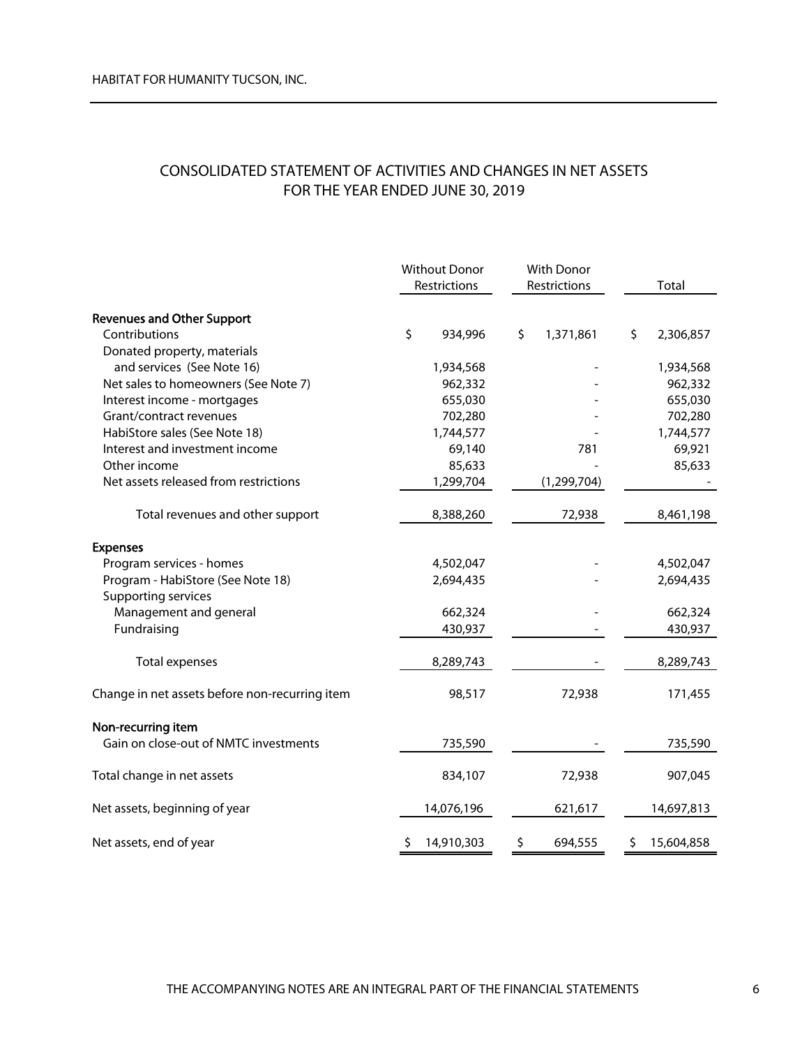## CONSOLIDATED STATEMENT OF ACTIVITIES AND CHANGES IN NET ASSETS
## FOR THE YEAR ENDED JUNE 30, 2019

| | Without Donor Restrictions | With Donor Restrictions | Total |
|---|---|---|---|
| **Revenues and Other Support** | | | |
| Contributions | $ 934,996 | $ 1,371,861 | $ 2,306,857 |
| Donated property, materials and services (See Note 16) | 1,934,568 | - | 1,934,568 |
| Net sales to homeowners (See Note 7) | 962,332 | - | 962,332 |
| Interest income - mortgages | 655,030 | - | 655,030 |
| Grant/contract revenues | 702,280 | - | 702,280 |
| HabiStore sales (See Note 18) | 1,744,577 | - | 1,744,577 |
| Interest and investment income | 69,140 | 781 | 69,921 |
| Other income | 85,633 | - | 85,633 |
| Net assets released from restrictions | 1,299,704 | (1,299,704) | - |
| Total revenues and other support | 8,388,260 | 72,938 | 8,461,198 |
| **Expenses** | | | |
| Program services - homes | 4,502,047 | - | 4,502,047 |
| Program - HabiStore (See Note 18) | 2,694,435 | - | 2,694,435 |
| Supporting services | | | |
| Management and general | 662,324 | - | 662,324 |
| Fundraising | 430,937 | - | 430,937 |
| Total expenses | 8,289,743 | - | 8,289,743 |
| Change in net assets before non-recurring item | 98,517 | 72,938 | 171,455 |
| **Non-recurring item** | | | |
| Gain on close-out of NMTC investments | 735,590 | - | 735,590 |
| Total change in net assets | 834,107 | 72,938 | 907,045 |
| Net assets, beginning of year | 14,076,196 | 621,617 | 14,697,813 |
| Net assets, end of year | $ 14,910,303 | $ 694,555 | $ 15,604,858 |

THE ACCOMPANYING NOTES ARE AN INTEGRAL PART OF THE FINANCIAL STATEMENTS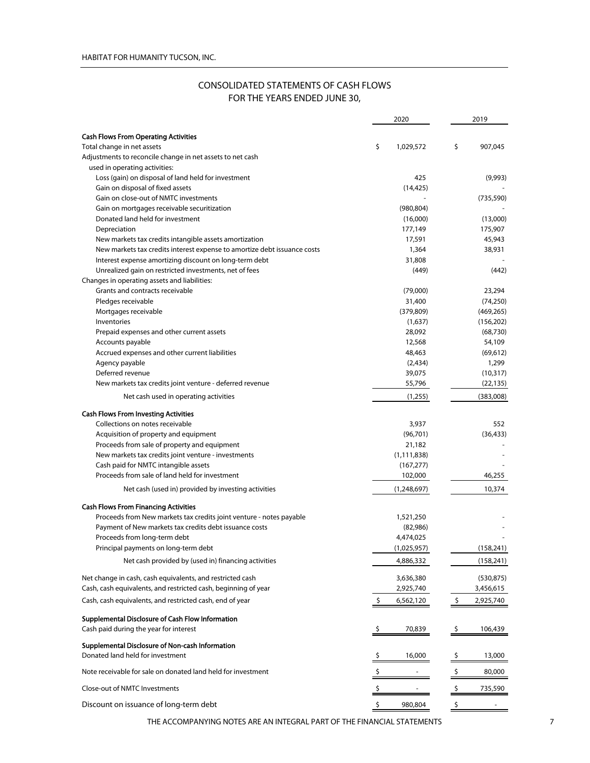HABITAT FOR HUMANITY TUCSON, INC.

## CONSOLIDATED STATEMENTS OF CASH FLOWS
## FOR THE YEARS ENDED JUNE 30,

| | 2020 | 2019 |
|---|---|---|
| **Cash Flows From Operating Activities** | | |
| Total change in net assets | $ 1,029,572 | $ 907,045 |
| Adjustments to reconcile change in net assets to net cash used in operating activities: | | |
| Loss (gain) on disposal of land held for investment | 425 | (9,993) |
| Gain on disposal of fixed assets | (14,425) | - |
| Gain on close-out of NMTC investments | - | (735,590) |
| Gain on mortgages receivable securitization | (980,804) | - |
| Donated land held for investment | (16,000) | (13,000) |
| Depreciation | 177,149 | 175,907 |
| New markets tax credits intangible assets amortization | 17,591 | 45,943 |
| New markets tax credits interest expense to amortize debt issuance costs | 1,364 | 38,931 |
| Interest expense amortizing discount on long-term debt | 31,808 | - |
| Unrealized gain on restricted investments, net of fees | (449) | (442) |
| Changes in operating assets and liabilities: | | |
| Grants and contracts receivable | (79,000) | 23,294 |
| Pledges receivable | 31,400 | (74,250) |
| Mortgages receivable | (379,809) | (469,265) |
| Inventories | (1,637) | (156,202) |
| Prepaid expenses and other current assets | 28,092 | (68,730) |
| Accounts payable | 12,568 | 54,109 |
| Accrued expenses and other current liabilities | 48,463 | (69,612) |
| Agency payable | (2,434) | 1,299 |
| Deferred revenue | 39,075 | (10,317) |
| New markets tax credits joint venture - deferred revenue | 55,796 | (22,135) |
| Net cash used in operating activities | (1,255) | (383,008) |
| **Cash Flows From Investing Activities** | | |
| Collections on notes receivable | 3,937 | 552 |
| Acquisition of property and equipment | (96,701) | (36,433) |
| Proceeds from sale of property and equipment | 21,182 | - |
| New markets tax credits joint venture - investments | (1,111,838) | - |
| Cash paid for NMTC intangible assets | (167,277) | - |
| Proceeds from sale of land held for investment | 102,000 | 46,255 |
| Net cash (used in) provided by investing activities | (1,248,697) | 10,374 |
| **Cash Flows From Financing Activities** | | |
| Proceeds from New markets tax credits joint venture - notes payable | 1,521,250 | - |
| Payment of New markets tax credits debt issuance costs | (82,986) | - |
| Proceeds from long-term debt | 4,474,025 | - |
| Principal payments on long-term debt | (1,025,957) | (158,241) |
| Net cash provided by (used in) financing activities | 4,886,332 | (158,241) |
| Net change in cash, cash equivalents, and restricted cash | 3,636,380 | (530,875) |
| Cash, cash equivalents, and restricted cash, beginning of year | 2,925,740 | 3,456,615 |
| Cash, cash equivalents, and restricted cash, end of year | $ 6,562,120 | $ 2,925,740 |
| **Supplemental Disclosure of Cash Flow Information** | | |
| Cash paid during the year for interest | $ 70,839 | $ 106,439 |
| **Supplemental Disclosure of Non-cash Information** | | |
| Donated land held for investment | $ 16,000 | $ 13,000 |
| Note receivable for sale on donated land held for investment | $ - | $ 80,000 |
| Close-out of NMTC Investments | $ - | $ 735,590 |
| Discount on issuance of long-term debt | $ 980,804 | $ - |

THE ACCOMPANYING NOTES ARE AN INTEGRAL PART OF THE FINANCIAL STATEMENTS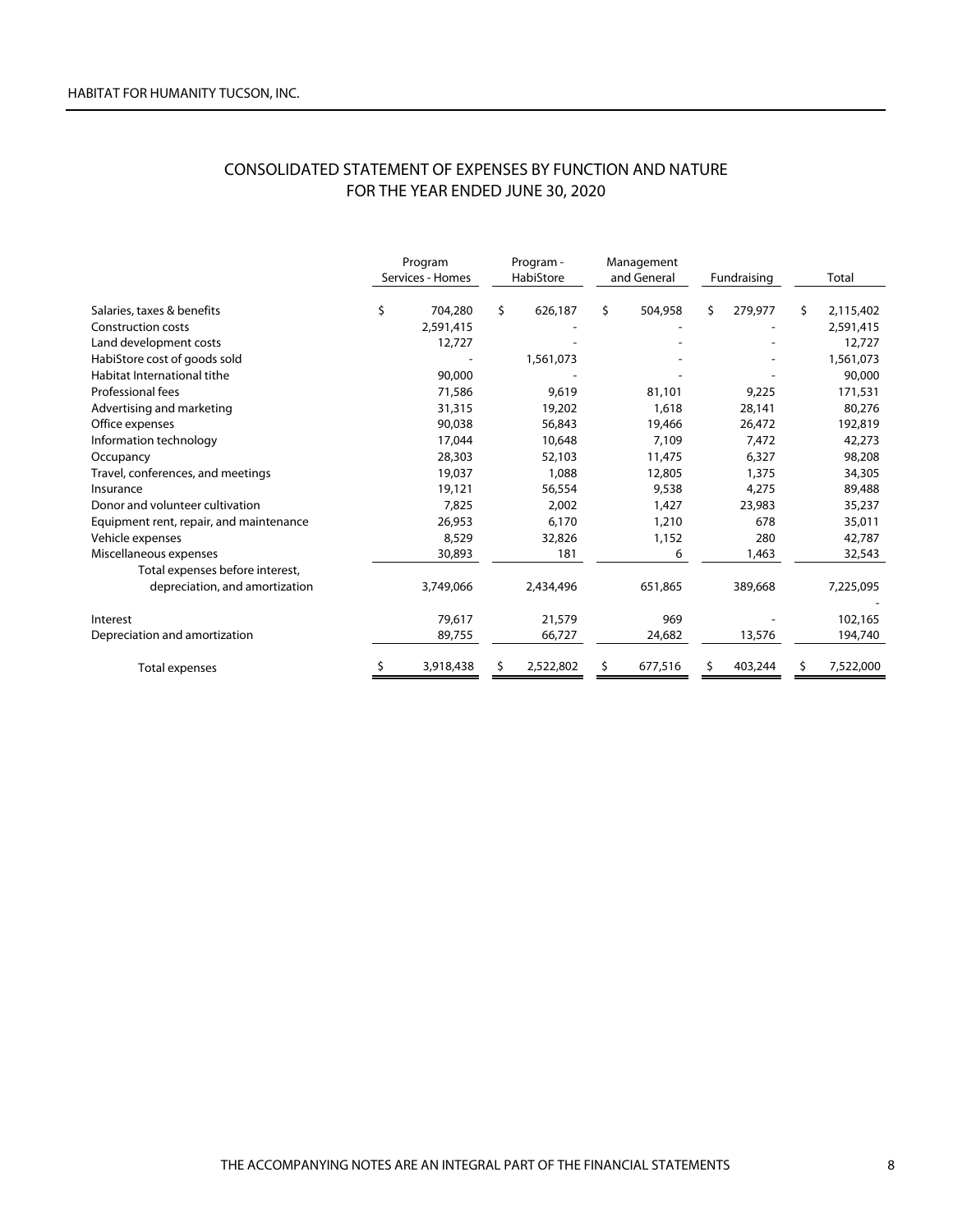HABITAT FOR HUMANITY TUCSON, INC.

# CONSOLIDATED STATEMENT OF EXPENSES BY FUNCTION AND NATURE
## FOR THE YEAR ENDED JUNE 30, 2020

| | Program Services - Homes | Program - HabiStore | Management and General | Fundraising | Total |
|---|---|---|---|---|---|
| Salaries, taxes & benefits | $ 704,280 | $ 626,187 | $ 504,958 | $ 279,977 | $ 2,115,402 |
| Construction costs | 2,591,415 | - | - | - | 2,591,415 |
| Land development costs | 12,727 | - | - | - | 12,727 |
| HabiStore cost of goods sold | - | 1,561,073 | - | - | 1,561,073 |
| Habitat International tithe | 90,000 | - | - | - | 90,000 |
| Professional fees | 71,586 | 9,619 | 81,101 | 9,225 | 171,531 |
| Advertising and marketing | 31,315 | 19,202 | 1,618 | 28,141 | 80,276 |
| Office expenses | 90,038 | 56,843 | 19,466 | 26,472 | 192,819 |
| Information technology | 17,044 | 10,648 | 7,109 | 7,472 | 42,273 |
| Occupancy | 28,303 | 52,103 | 11,475 | 6,327 | 98,208 |
| Travel, conferences, and meetings | 19,037 | 1,088 | 12,805 | 1,375 | 34,305 |
| Insurance | 19,121 | 56,554 | 9,538 | 4,275 | 89,488 |
| Donor and volunteer cultivation | 7,825 | 2,002 | 1,427 | 23,983 | 35,237 |
| Equipment rent, repair, and maintenance | 26,953 | 6,170 | 1,210 | 678 | 35,011 |
| Vehicle expenses | 8,529 | 32,826 | 1,152 | 280 | 42,787 |
| Miscellaneous expenses | 30,893 | 181 | 6 | 1,463 | 32,543 |
| Total expenses before interest, depreciation, and amortization | 3,749,066 | 2,434,496 | 651,865 | 389,668 | 7,225,095 |
| | | | | | - |
| Interest | 79,617 | 21,579 | 969 | - | 102,165 |
| Depreciation and amortization | 89,755 | 66,727 | 24,682 | 13,576 | 194,740 |
| Total expenses | $ 3,918,438 | $ 2,522,802 | $ 677,516 | $ 403,244 | $ 7,522,000 |

THE ACCOMPANYING NOTES ARE AN INTEGRAL PART OF THE FINANCIAL STATEMENTS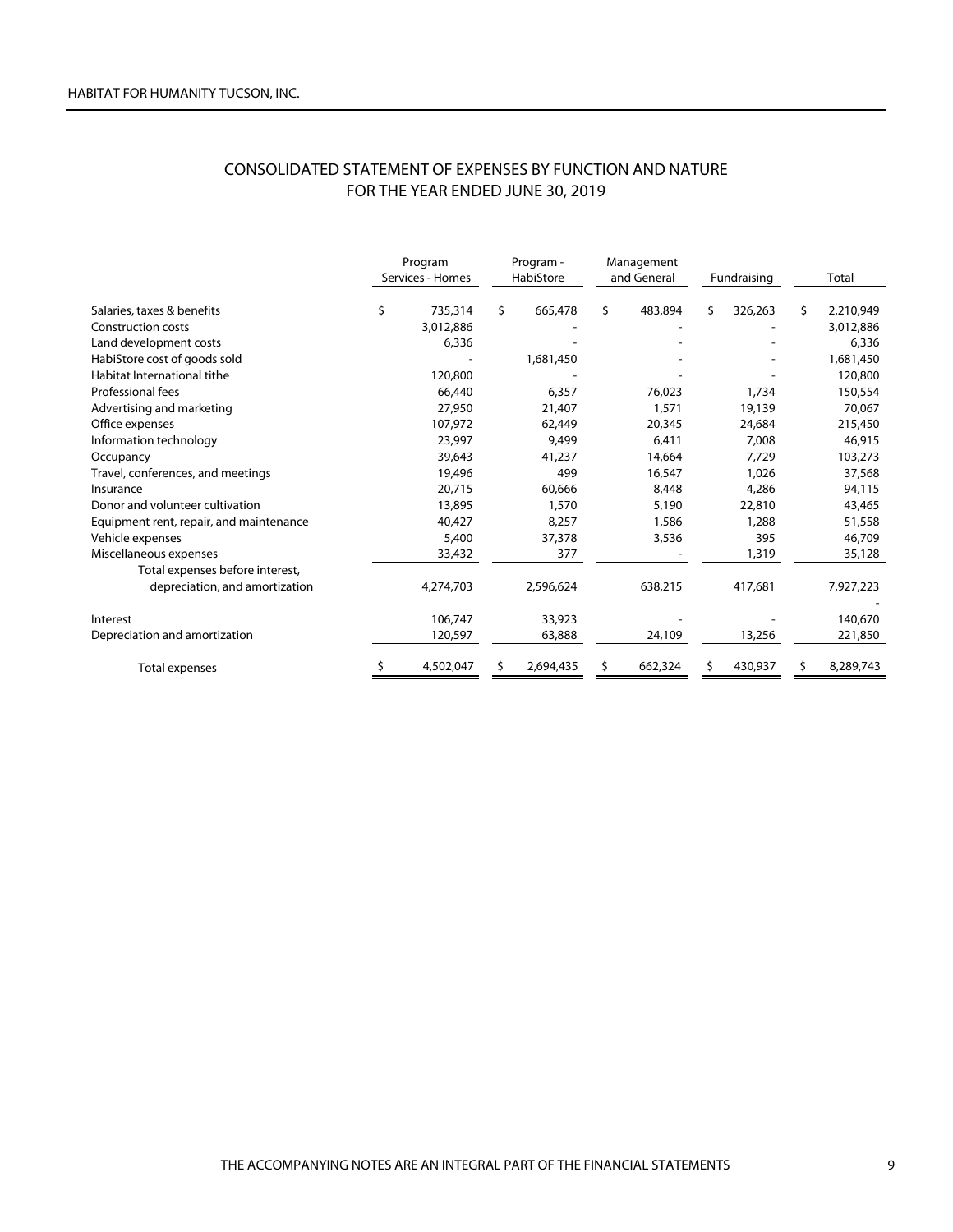# CONSOLIDATED STATEMENT OF EXPENSES BY FUNCTION AND NATURE
## FOR THE YEAR ENDED JUNE 30, 2019

| | Program Services - Homes | Program - HabiStore | Management and General | Fundraising | Total |
|---|---|---|---|---|---|
| Salaries, taxes & benefits | $ 735,314 | $ 665,478 | $ 483,894 | $ 326,263 | $ 2,210,949 |
| Construction costs | 3,012,886 | - | - | - | 3,012,886 |
| Land development costs | 6,336 | - | - | - | 6,336 |
| HabiStore cost of goods sold | - | 1,681,450 | - | - | 1,681,450 |
| Habitat International tithe | 120,800 | - | - | - | 120,800 |
| Professional fees | 66,440 | 6,357 | 76,023 | 1,734 | 150,554 |
| Advertising and marketing | 27,950 | 21,407 | 1,571 | 19,139 | 70,067 |
| Office expenses | 107,972 | 62,449 | 20,345 | 24,684 | 215,450 |
| Information technology | 23,997 | 9,499 | 6,411 | 7,008 | 46,915 |
| Occupancy | 39,643 | 41,237 | 14,664 | 7,729 | 103,273 |
| Travel, conferences, and meetings | 19,496 | 499 | 16,547 | 1,026 | 37,568 |
| Insurance | 20,715 | 60,666 | 8,448 | 4,286 | 94,115 |
| Donor and volunteer cultivation | 13,895 | 1,570 | 5,190 | 22,810 | 43,465 |
| Equipment rent, repair, and maintenance | 40,427 | 8,257 | 1,586 | 1,288 | 51,558 |
| Vehicle expenses | 5,400 | 37,378 | 3,536 | 395 | 46,709 |
| Miscellaneous expenses | 33,432 | 377 | - | 1,319 | 35,128 |
| Total expenses before interest, depreciation, and amortization | 4,274,703 | 2,596,624 | 638,215 | 417,681 | 7,927,223 |
| | | | | | - |
| Interest | 106,747 | 33,923 | - | - | 140,670 |
| Depreciation and amortization | 120,597 | 63,888 | 24,109 | 13,256 | 221,850 |
| Total expenses | $ 4,502,047 | $ 2,694,435 | $ 662,324 | $ 430,937 | $ 8,289,743 |

THE ACCOMPANYING NOTES ARE AN INTEGRAL PART OF THE FINANCIAL STATEMENTS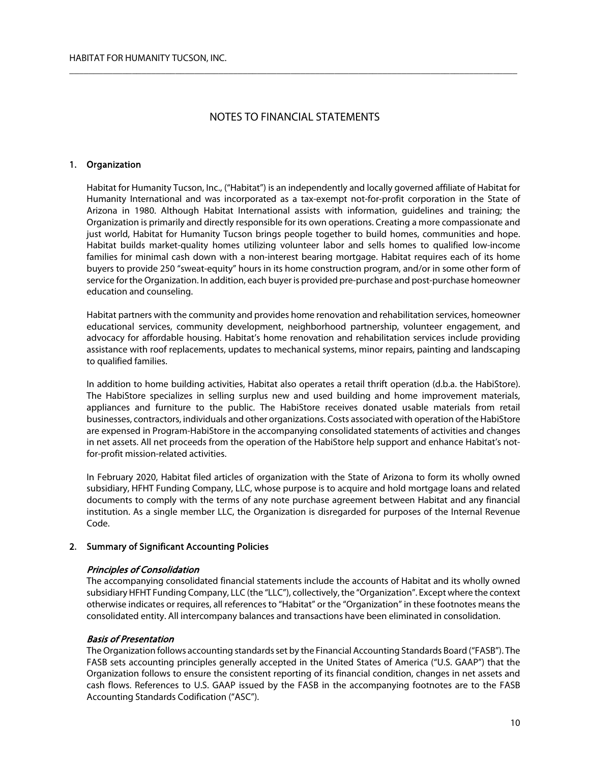# NOTES TO FINANCIAL STATEMENTS

## 1. Organization

Habitat for Humanity Tucson, Inc., ("Habitat") is an independently and locally governed affiliate of Habitat for Humanity International and was incorporated as a tax-exempt not-for-profit corporation in the State of Arizona in 1980. Although Habitat International assists with information, guidelines and training; the Organization is primarily and directly responsible for its own operations. Creating a more compassionate and just world, Habitat for Humanity Tucson brings people together to build homes, communities and hope. Habitat builds market-quality homes utilizing volunteer labor and sells homes to qualified low-income families for minimal cash down with a non-interest bearing mortgage. Habitat requires each of its home buyers to provide 250 "sweat-equity" hours in its home construction program, and/or in some other form of service for the Organization. In addition, each buyer is provided pre-purchase and post-purchase homeowner education and counseling.

Habitat partners with the community and provides home renovation and rehabilitation services, homeowner educational services, community development, neighborhood partnership, volunteer engagement, and advocacy for affordable housing. Habitat's home renovation and rehabilitation services include providing assistance with roof replacements, updates to mechanical systems, minor repairs, painting and landscaping to qualified families.

In addition to home building activities, Habitat also operates a retail thrift operation (d.b.a. the HabiStore). The HabiStore specializes in selling surplus new and used building and home improvement materials, appliances and furniture to the public. The HabiStore receives donated usable materials from retail businesses, contractors, individuals and other organizations. Costs associated with operation of the HabiStore are expensed in Program-HabiStore in the accompanying consolidated statements of activities and changes in net assets. All net proceeds from the operation of the HabiStore help support and enhance Habitat's not-for-profit mission-related activities.

In February 2020, Habitat filed articles of organization with the State of Arizona to form its wholly owned subsidiary, HFHT Funding Company, LLC, whose purpose is to acquire and hold mortgage loans and related documents to comply with the terms of any note purchase agreement between Habitat and any financial institution. As a single member LLC, the Organization is disregarded for purposes of the Internal Revenue Code.

## 2. Summary of Significant Accounting Policies

### *Principles of Consolidation*

The accompanying consolidated financial statements include the accounts of Habitat and its wholly owned subsidiary HFHT Funding Company, LLC (the "LLC"), collectively, the "Organization". Except where the context otherwise indicates or requires, all references to "Habitat" or the "Organization" in these footnotes means the consolidated entity. All intercompany balances and transactions have been eliminated in consolidation.

### *Basis of Presentation*

The Organization follows accounting standards set by the Financial Accounting Standards Board ("FASB"). The FASB sets accounting principles generally accepted in the United States of America ("U.S. GAAP") that the Organization follows to ensure the consistent reporting of its financial condition, changes in net assets and cash flows. References to U.S. GAAP issued by the FASB in the accompanying footnotes are to the FASB Accounting Standards Codification ("ASC").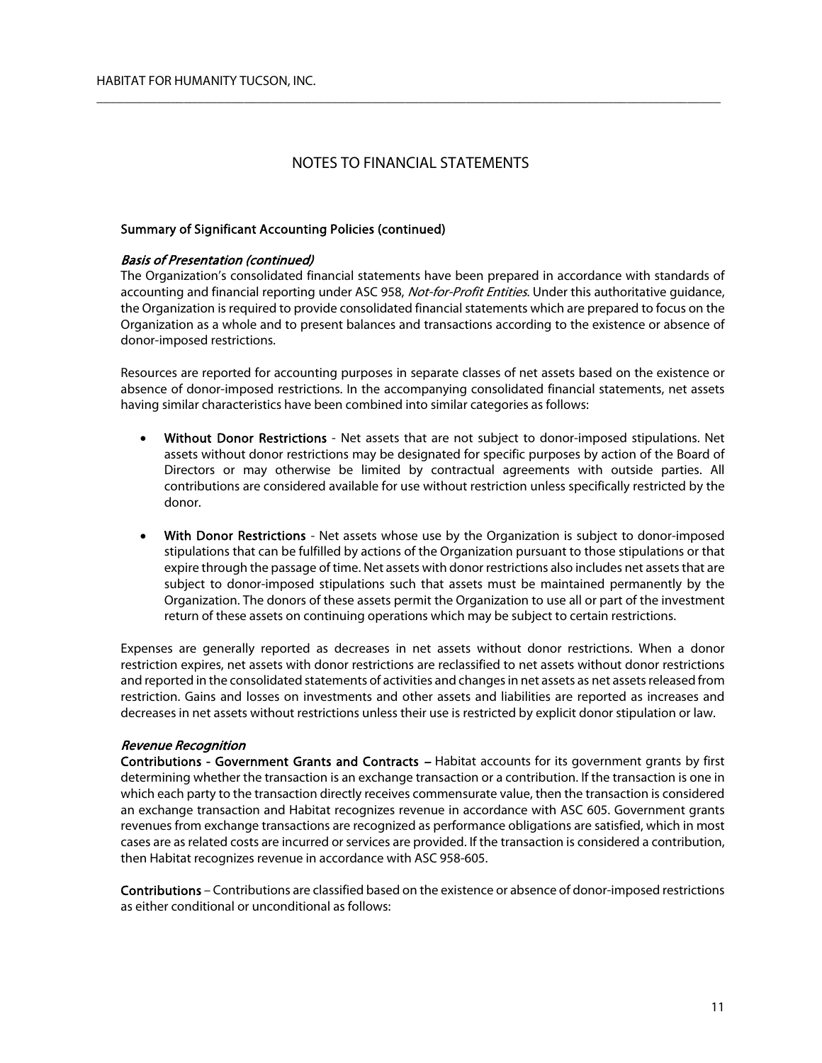# NOTES TO FINANCIAL STATEMENTS

**Summary of Significant Accounting Policies (continued)**

***Basis of Presentation (continued)***

The Organization's consolidated financial statements have been prepared in accordance with standards of accounting and financial reporting under ASC 958, *Not-for-Profit Entities*. Under this authoritative guidance, the Organization is required to provide consolidated financial statements which are prepared to focus on the Organization as a whole and to present balances and transactions according to the existence or absence of donor-imposed restrictions.

Resources are reported for accounting purposes in separate classes of net assets based on the existence or absence of donor-imposed restrictions. In the accompanying consolidated financial statements, net assets having similar characteristics have been combined into similar categories as follows:

- **Without Donor Restrictions** - Net assets that are not subject to donor-imposed stipulations. Net assets without donor restrictions may be designated for specific purposes by action of the Board of Directors or may otherwise be limited by contractual agreements with outside parties. All contributions are considered available for use without restriction unless specifically restricted by the donor.

- **With Donor Restrictions** - Net assets whose use by the Organization is subject to donor-imposed stipulations that can be fulfilled by actions of the Organization pursuant to those stipulations or that expire through the passage of time. Net assets with donor restrictions also includes net assets that are subject to donor-imposed stipulations such that assets must be maintained permanently by the Organization. The donors of these assets permit the Organization to use all or part of the investment return of these assets on continuing operations which may be subject to certain restrictions.

Expenses are generally reported as decreases in net assets without donor restrictions. When a donor restriction expires, net assets with donor restrictions are reclassified to net assets without donor restrictions and reported in the consolidated statements of activities and changes in net assets as net assets released from restriction. Gains and losses on investments and other assets and liabilities are reported as increases and decreases in net assets without restrictions unless their use is restricted by explicit donor stipulation or law.

***Revenue Recognition***

**Contributions - Government Grants and Contracts –** Habitat accounts for its government grants by first determining whether the transaction is an exchange transaction or a contribution. If the transaction is one in which each party to the transaction directly receives commensurate value, then the transaction is considered an exchange transaction and Habitat recognizes revenue in accordance with ASC 605. Government grants revenues from exchange transactions are recognized as performance obligations are satisfied, which in most cases are as related costs are incurred or services are provided. If the transaction is considered a contribution, then Habitat recognizes revenue in accordance with ASC 958-605.

**Contributions** – Contributions are classified based on the existence or absence of donor-imposed restrictions as either conditional or unconditional as follows: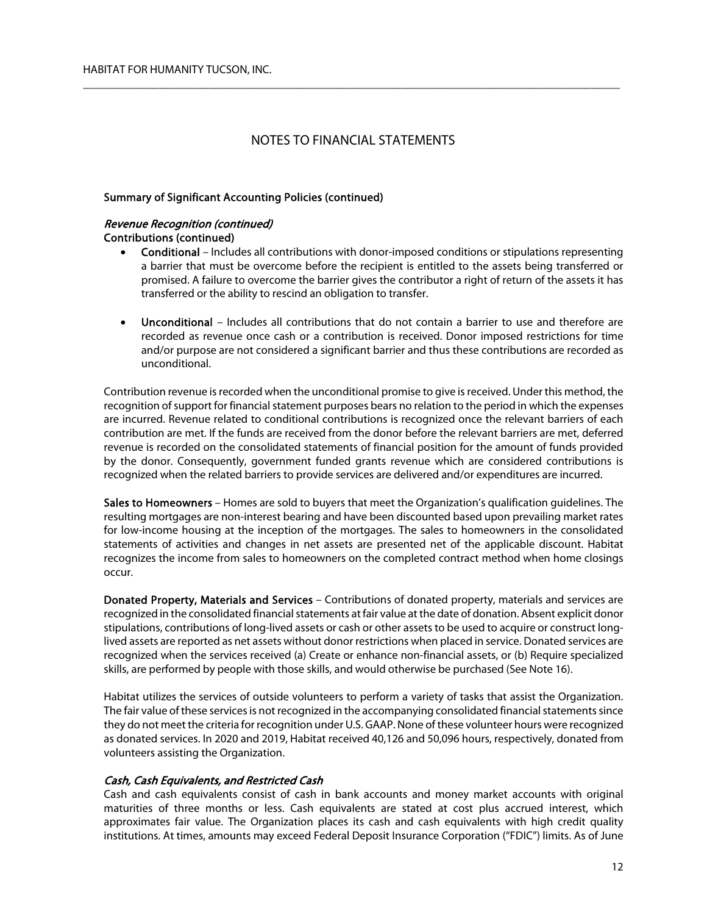# NOTES TO FINANCIAL STATEMENTS

**Summary of Significant Accounting Policies (continued)**

***Revenue Recognition (continued)***

**Contributions (continued)**

- **Conditional** – Includes all contributions with donor-imposed conditions or stipulations representing a barrier that must be overcome before the recipient is entitled to the assets being transferred or promised. A failure to overcome the barrier gives the contributor a right of return of the assets it has transferred or the ability to rescind an obligation to transfer.

- **Unconditional** – Includes all contributions that do not contain a barrier to use and therefore are recorded as revenue once cash or a contribution is received. Donor imposed restrictions for time and/or purpose are not considered a significant barrier and thus these contributions are recorded as unconditional.

Contribution revenue is recorded when the unconditional promise to give is received. Under this method, the recognition of support for financial statement purposes bears no relation to the period in which the expenses are incurred. Revenue related to conditional contributions is recognized once the relevant barriers of each contribution are met. If the funds are received from the donor before the relevant barriers are met, deferred revenue is recorded on the consolidated statements of financial position for the amount of funds provided by the donor. Consequently, government funded grants revenue which are considered contributions is recognized when the related barriers to provide services are delivered and/or expenditures are incurred.

**Sales to Homeowners** – Homes are sold to buyers that meet the Organization's qualification guidelines. The resulting mortgages are non-interest bearing and have been discounted based upon prevailing market rates for low-income housing at the inception of the mortgages. The sales to homeowners in the consolidated statements of activities and changes in net assets are presented net of the applicable discount. Habitat recognizes the income from sales to homeowners on the completed contract method when home closings occur.

**Donated Property, Materials and Services** – Contributions of donated property, materials and services are recognized in the consolidated financial statements at fair value at the date of donation. Absent explicit donor stipulations, contributions of long-lived assets or cash or other assets to be used to acquire or construct long-lived assets are reported as net assets without donor restrictions when placed in service. Donated services are recognized when the services received (a) Create or enhance non-financial assets, or (b) Require specialized skills, are performed by people with those skills, and would otherwise be purchased (See Note 16).

Habitat utilizes the services of outside volunteers to perform a variety of tasks that assist the Organization. The fair value of these services is not recognized in the accompanying consolidated financial statements since they do not meet the criteria for recognition under U.S. GAAP. None of these volunteer hours were recognized as donated services. In 2020 and 2019, Habitat received 40,126 and 50,096 hours, respectively, donated from volunteers assisting the Organization.

***Cash, Cash Equivalents, and Restricted Cash***

Cash and cash equivalents consist of cash in bank accounts and money market accounts with original maturities of three months or less. Cash equivalents are stated at cost plus accrued interest, which approximates fair value. The Organization places its cash and cash equivalents with high credit quality institutions. At times, amounts may exceed Federal Deposit Insurance Corporation ("FDIC") limits. As of June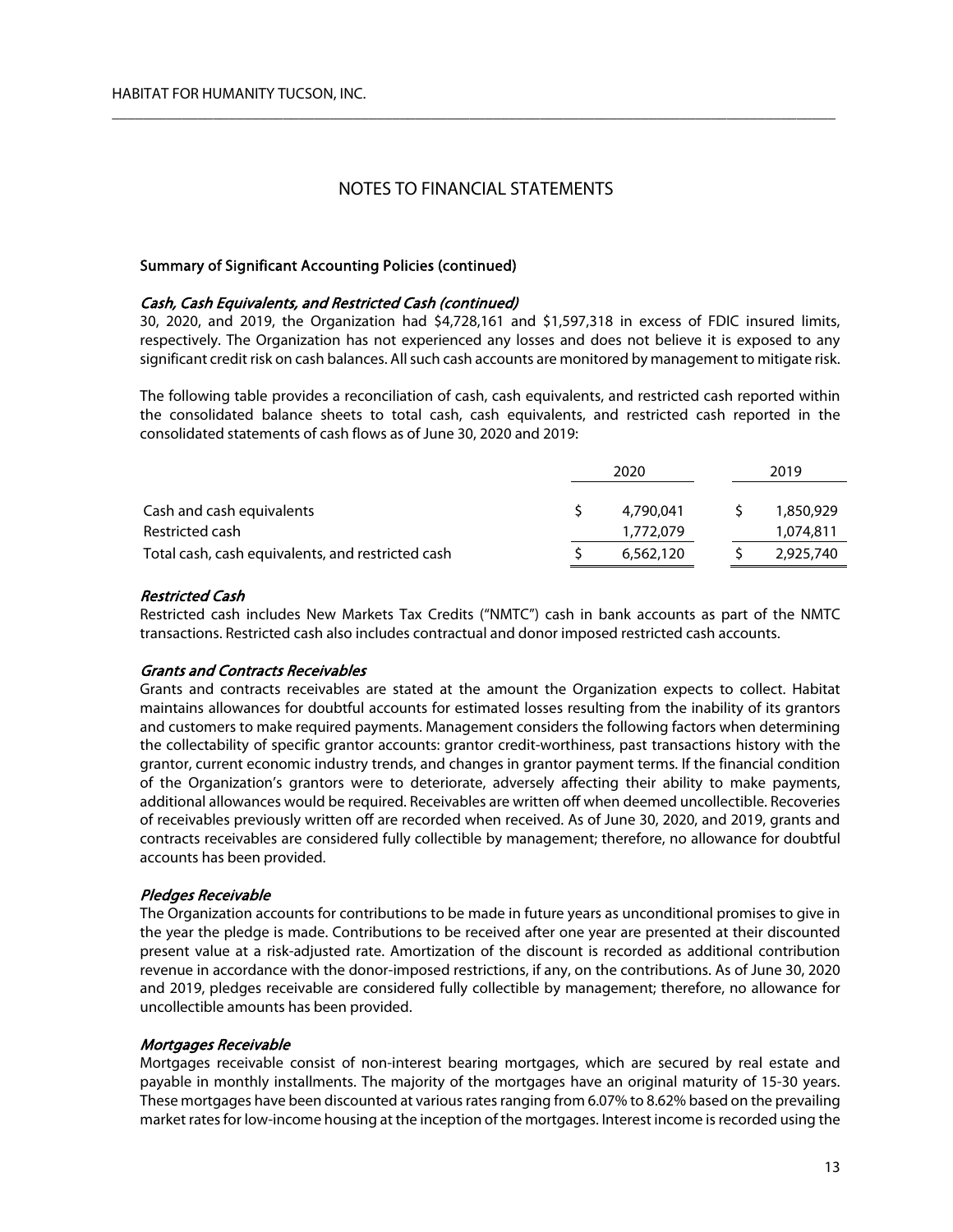# NOTES TO FINANCIAL STATEMENTS

**Summary of Significant Accounting Policies (continued)**

***Cash, Cash Equivalents, and Restricted Cash (continued)***

30, 2020, and 2019, the Organization had $4,728,161 and $1,597,318 in excess of FDIC insured limits, respectively. The Organization has not experienced any losses and does not believe it is exposed to any significant credit risk on cash balances. All such cash accounts are monitored by management to mitigate risk.

The following table provides a reconciliation of cash, cash equivalents, and restricted cash reported within the consolidated balance sheets to total cash, cash equivalents, and restricted cash reported in the consolidated statements of cash flows as of June 30, 2020 and 2019:

| | 2020 | 2019 |
|---|---|---|
| Cash and cash equivalents | $ 4,790,041 | $ 1,850,929 |
| Restricted cash | 1,772,079 | 1,074,811 |
| Total cash, cash equivalents, and restricted cash | $ 6,562,120 | $ 2,925,740 |

***Restricted Cash***

Restricted cash includes New Markets Tax Credits ("NMTC") cash in bank accounts as part of the NMTC transactions. Restricted cash also includes contractual and donor imposed restricted cash accounts.

***Grants and Contracts Receivables***

Grants and contracts receivables are stated at the amount the Organization expects to collect. Habitat maintains allowances for doubtful accounts for estimated losses resulting from the inability of its grantors and customers to make required payments. Management considers the following factors when determining the collectability of specific grantor accounts: grantor credit-worthiness, past transactions history with the grantor, current economic industry trends, and changes in grantor payment terms. If the financial condition of the Organization's grantors were to deteriorate, adversely affecting their ability to make payments, additional allowances would be required. Receivables are written off when deemed uncollectible. Recoveries of receivables previously written off are recorded when received. As of June 30, 2020, and 2019, grants and contracts receivables are considered fully collectible by management; therefore, no allowance for doubtful accounts has been provided.

***Pledges Receivable***

The Organization accounts for contributions to be made in future years as unconditional promises to give in the year the pledge is made. Contributions to be received after one year are presented at their discounted present value at a risk-adjusted rate. Amortization of the discount is recorded as additional contribution revenue in accordance with the donor-imposed restrictions, if any, on the contributions. As of June 30, 2020 and 2019, pledges receivable are considered fully collectible by management; therefore, no allowance for uncollectible amounts has been provided.

***Mortgages Receivable***

Mortgages receivable consist of non-interest bearing mortgages, which are secured by real estate and payable in monthly installments. The majority of the mortgages have an original maturity of 15-30 years. These mortgages have been discounted at various rates ranging from 6.07% to 8.62% based on the prevailing market rates for low-income housing at the inception of the mortgages. Interest income is recorded using the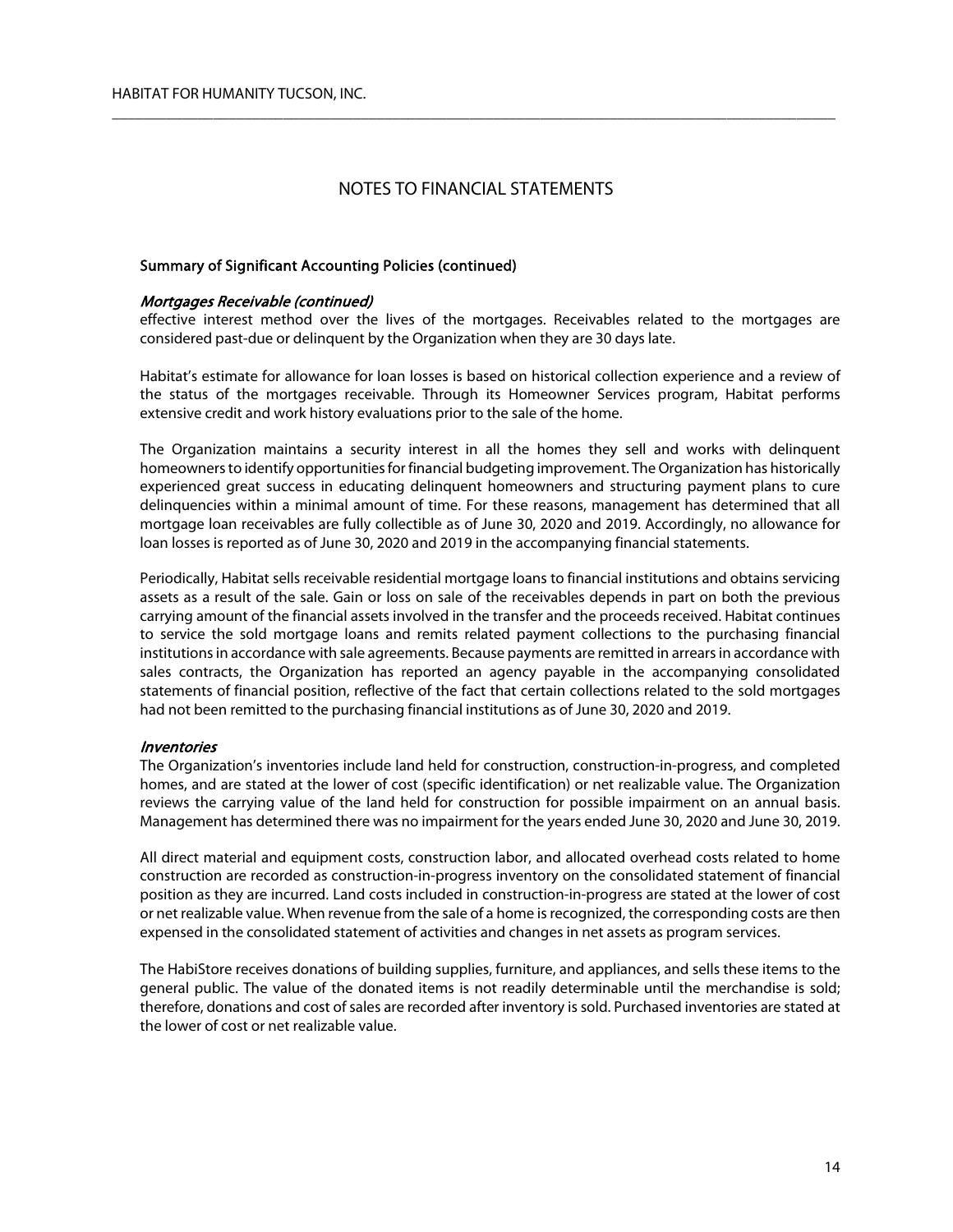# NOTES TO FINANCIAL STATEMENTS

**Summary of Significant Accounting Policies (continued)**

***Mortgages Receivable (continued)***

effective interest method over the lives of the mortgages. Receivables related to the mortgages are considered past-due or delinquent by the Organization when they are 30 days late.

Habitat's estimate for allowance for loan losses is based on historical collection experience and a review of the status of the mortgages receivable. Through its Homeowner Services program, Habitat performs extensive credit and work history evaluations prior to the sale of the home.

The Organization maintains a security interest in all the homes they sell and works with delinquent homeowners to identify opportunities for financial budgeting improvement. The Organization has historically experienced great success in educating delinquent homeowners and structuring payment plans to cure delinquencies within a minimal amount of time. For these reasons, management has determined that all mortgage loan receivables are fully collectible as of June 30, 2020 and 2019. Accordingly, no allowance for loan losses is reported as of June 30, 2020 and 2019 in the accompanying financial statements.

Periodically, Habitat sells receivable residential mortgage loans to financial institutions and obtains servicing assets as a result of the sale. Gain or loss on sale of the receivables depends in part on both the previous carrying amount of the financial assets involved in the transfer and the proceeds received. Habitat continues to service the sold mortgage loans and remits related payment collections to the purchasing financial institutions in accordance with sale agreements. Because payments are remitted in arrears in accordance with sales contracts, the Organization has reported an agency payable in the accompanying consolidated statements of financial position, reflective of the fact that certain collections related to the sold mortgages had not been remitted to the purchasing financial institutions as of June 30, 2020 and 2019.

***Inventories***

The Organization's inventories include land held for construction, construction-in-progress, and completed homes, and are stated at the lower of cost (specific identification) or net realizable value. The Organization reviews the carrying value of the land held for construction for possible impairment on an annual basis. Management has determined there was no impairment for the years ended June 30, 2020 and June 30, 2019.

All direct material and equipment costs, construction labor, and allocated overhead costs related to home construction are recorded as construction-in-progress inventory on the consolidated statement of financial position as they are incurred. Land costs included in construction-in-progress are stated at the lower of cost or net realizable value. When revenue from the sale of a home is recognized, the corresponding costs are then expensed in the consolidated statement of activities and changes in net assets as program services.

The HabiStore receives donations of building supplies, furniture, and appliances, and sells these items to the general public. The value of the donated items is not readily determinable until the merchandise is sold; therefore, donations and cost of sales are recorded after inventory is sold. Purchased inventories are stated at the lower of cost or net realizable value.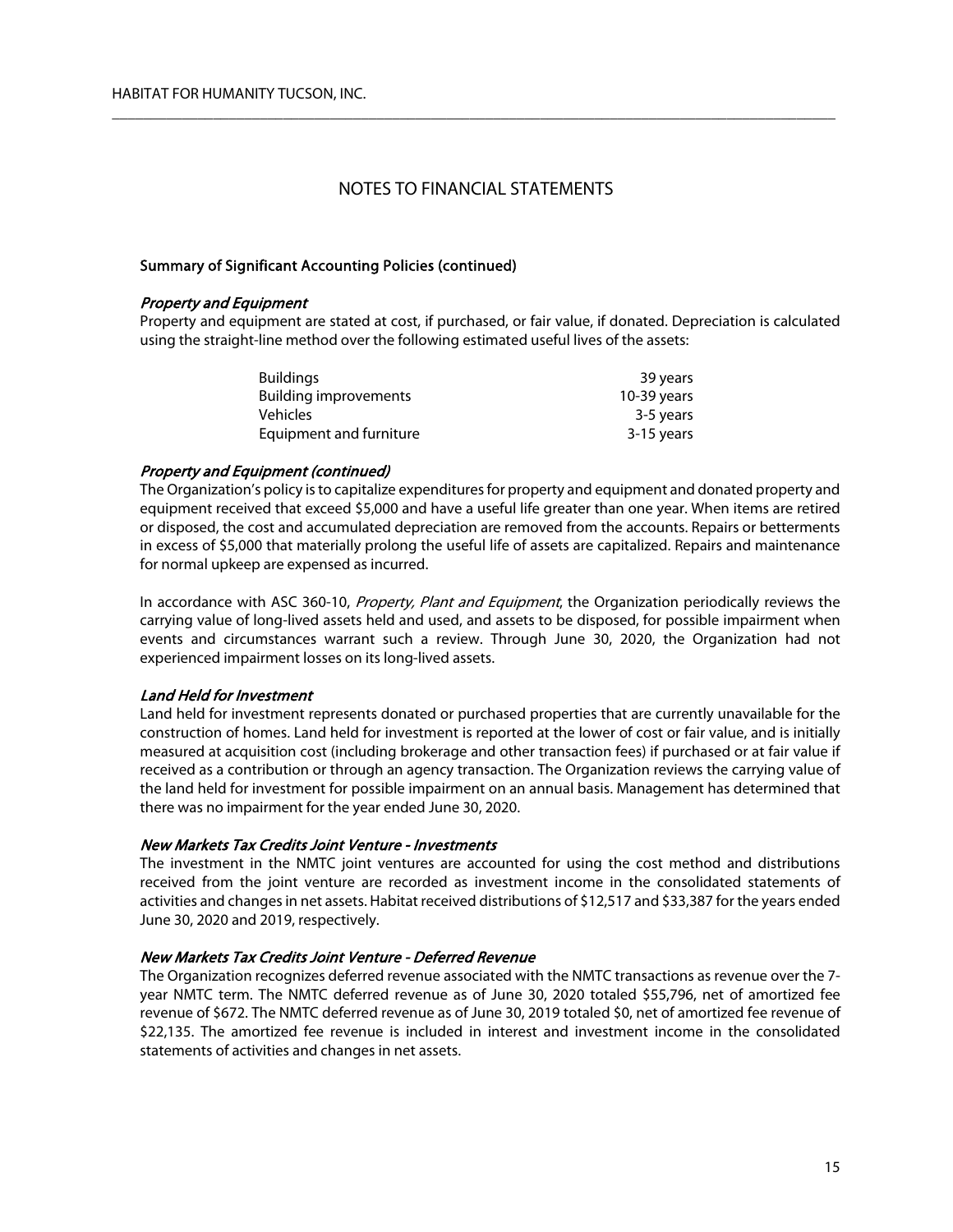# NOTES TO FINANCIAL STATEMENTS

**Summary of Significant Accounting Policies (continued)**

***Property and Equipment***

Property and equipment are stated at cost, if purchased, or fair value, if donated. Depreciation is calculated using the straight-line method over the following estimated useful lives of the assets:

| | |
|---|---|
| Buildings | 39 years |
| Building improvements | 10-39 years |
| Vehicles | 3-5 years |
| Equipment and furniture | 3-15 years |

***Property and Equipment (continued)***

The Organization's policy is to capitalize expenditures for property and equipment and donated property and equipment received that exceed $5,000 and have a useful life greater than one year. When items are retired or disposed, the cost and accumulated depreciation are removed from the accounts. Repairs or betterments in excess of $5,000 that materially prolong the useful life of assets are capitalized. Repairs and maintenance for normal upkeep are expensed as incurred.

In accordance with ASC 360-10, *Property, Plant and Equipment*, the Organization periodically reviews the carrying value of long-lived assets held and used, and assets to be disposed, for possible impairment when events and circumstances warrant such a review. Through June 30, 2020, the Organization had not experienced impairment losses on its long-lived assets.

***Land Held for Investment***

Land held for investment represents donated or purchased properties that are currently unavailable for the construction of homes. Land held for investment is reported at the lower of cost or fair value, and is initially measured at acquisition cost (including brokerage and other transaction fees) if purchased or at fair value if received as a contribution or through an agency transaction. The Organization reviews the carrying value of the land held for investment for possible impairment on an annual basis. Management has determined that there was no impairment for the year ended June 30, 2020.

***New Markets Tax Credits Joint Venture - Investments***

The investment in the NMTC joint ventures are accounted for using the cost method and distributions received from the joint venture are recorded as investment income in the consolidated statements of activities and changes in net assets. Habitat received distributions of $12,517 and $33,387 for the years ended June 30, 2020 and 2019, respectively.

***New Markets Tax Credits Joint Venture - Deferred Revenue***

The Organization recognizes deferred revenue associated with the NMTC transactions as revenue over the 7-year NMTC term. The NMTC deferred revenue as of June 30, 2020 totaled $55,796, net of amortized fee revenue of $672. The NMTC deferred revenue as of June 30, 2019 totaled $0, net of amortized fee revenue of $22,135. The amortized fee revenue is included in interest and investment income in the consolidated statements of activities and changes in net assets.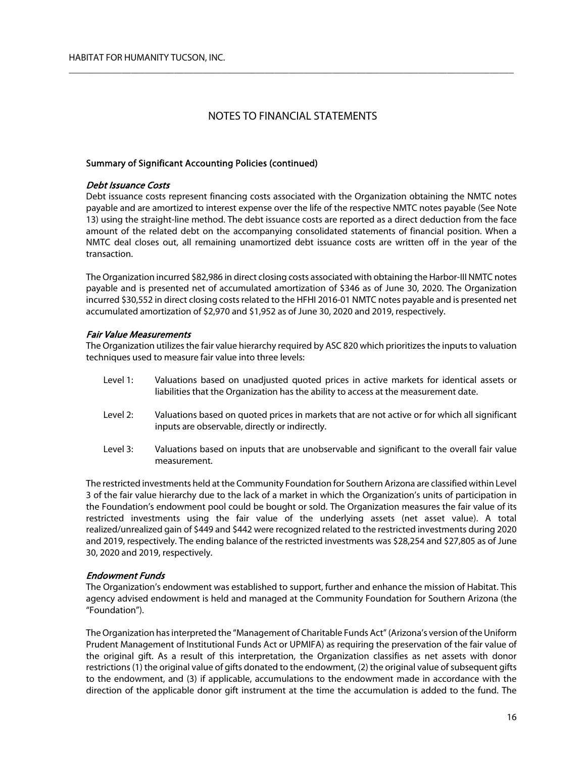# NOTES TO FINANCIAL STATEMENTS

**Summary of Significant Accounting Policies (continued)**

***Debt Issuance Costs***

Debt issuance costs represent financing costs associated with the Organization obtaining the NMTC notes payable and are amortized to interest expense over the life of the respective NMTC notes payable (See Note 13) using the straight-line method. The debt issuance costs are reported as a direct deduction from the face amount of the related debt on the accompanying consolidated statements of financial position. When a NMTC deal closes out, all remaining unamortized debt issuance costs are written off in the year of the transaction.

The Organization incurred $82,986 in direct closing costs associated with obtaining the Harbor-III NMTC notes payable and is presented net of accumulated amortization of $346 as of June 30, 2020. The Organization incurred $30,552 in direct closing costs related to the HFHI 2016-01 NMTC notes payable and is presented net accumulated amortization of $2,970 and $1,952 as of June 30, 2020 and 2019, respectively.

***Fair Value Measurements***

The Organization utilizes the fair value hierarchy required by ASC 820 which prioritizes the inputs to valuation techniques used to measure fair value into three levels:

- Level 1: Valuations based on unadjusted quoted prices in active markets for identical assets or liabilities that the Organization has the ability to access at the measurement date.
- Level 2: Valuations based on quoted prices in markets that are not active or for which all significant inputs are observable, directly or indirectly.
- Level 3: Valuations based on inputs that are unobservable and significant to the overall fair value measurement.

The restricted investments held at the Community Foundation for Southern Arizona are classified within Level 3 of the fair value hierarchy due to the lack of a market in which the Organization's units of participation in the Foundation's endowment pool could be bought or sold. The Organization measures the fair value of its restricted investments using the fair value of the underlying assets (net asset value). A total realized/unrealized gain of $449 and $442 were recognized related to the restricted investments during 2020 and 2019, respectively. The ending balance of the restricted investments was $28,254 and $27,805 as of June 30, 2020 and 2019, respectively.

***Endowment Funds***

The Organization's endowment was established to support, further and enhance the mission of Habitat. This agency advised endowment is held and managed at the Community Foundation for Southern Arizona (the "Foundation").

The Organization has interpreted the "Management of Charitable Funds Act" (Arizona's version of the Uniform Prudent Management of Institutional Funds Act or UPMIFA) as requiring the preservation of the fair value of the original gift. As a result of this interpretation, the Organization classifies as net assets with donor restrictions (1) the original value of gifts donated to the endowment, (2) the original value of subsequent gifts to the endowment, and (3) if applicable, accumulations to the endowment made in accordance with the direction of the applicable donor gift instrument at the time the accumulation is added to the fund. The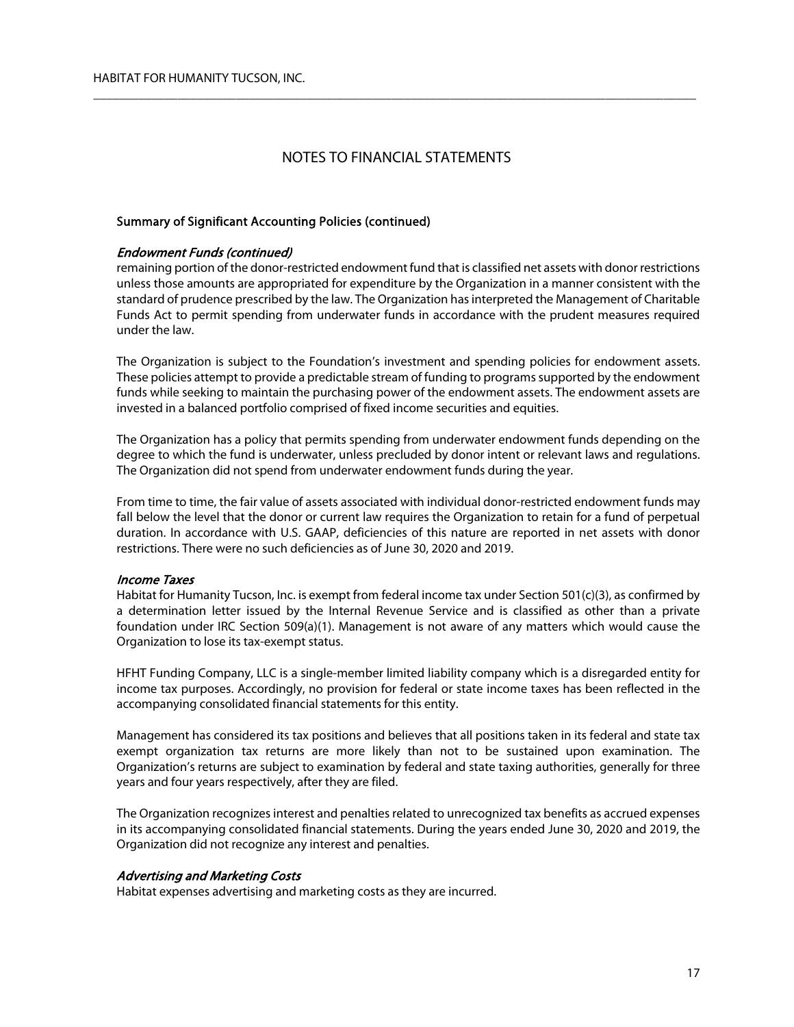# NOTES TO FINANCIAL STATEMENTS

## Summary of Significant Accounting Policies (continued)

### *Endowment Funds (continued)*

remaining portion of the donor-restricted endowment fund that is classified net assets with donor restrictions unless those amounts are appropriated for expenditure by the Organization in a manner consistent with the standard of prudence prescribed by the law. The Organization has interpreted the Management of Charitable Funds Act to permit spending from underwater funds in accordance with the prudent measures required under the law.

The Organization is subject to the Foundation's investment and spending policies for endowment assets. These policies attempt to provide a predictable stream of funding to programs supported by the endowment funds while seeking to maintain the purchasing power of the endowment assets. The endowment assets are invested in a balanced portfolio comprised of fixed income securities and equities.

The Organization has a policy that permits spending from underwater endowment funds depending on the degree to which the fund is underwater, unless precluded by donor intent or relevant laws and regulations. The Organization did not spend from underwater endowment funds during the year.

From time to time, the fair value of assets associated with individual donor-restricted endowment funds may fall below the level that the donor or current law requires the Organization to retain for a fund of perpetual duration. In accordance with U.S. GAAP, deficiencies of this nature are reported in net assets with donor restrictions. There were no such deficiencies as of June 30, 2020 and 2019.

### *Income Taxes*

Habitat for Humanity Tucson, Inc. is exempt from federal income tax under Section 501(c)(3), as confirmed by a determination letter issued by the Internal Revenue Service and is classified as other than a private foundation under IRC Section 509(a)(1). Management is not aware of any matters which would cause the Organization to lose its tax-exempt status.

HFHT Funding Company, LLC is a single-member limited liability company which is a disregarded entity for income tax purposes. Accordingly, no provision for federal or state income taxes has been reflected in the accompanying consolidated financial statements for this entity.

Management has considered its tax positions and believes that all positions taken in its federal and state tax exempt organization tax returns are more likely than not to be sustained upon examination. The Organization's returns are subject to examination by federal and state taxing authorities, generally for three years and four years respectively, after they are filed.

The Organization recognizes interest and penalties related to unrecognized tax benefits as accrued expenses in its accompanying consolidated financial statements. During the years ended June 30, 2020 and 2019, the Organization did not recognize any interest and penalties.

### *Advertising and Marketing Costs*

Habitat expenses advertising and marketing costs as they are incurred.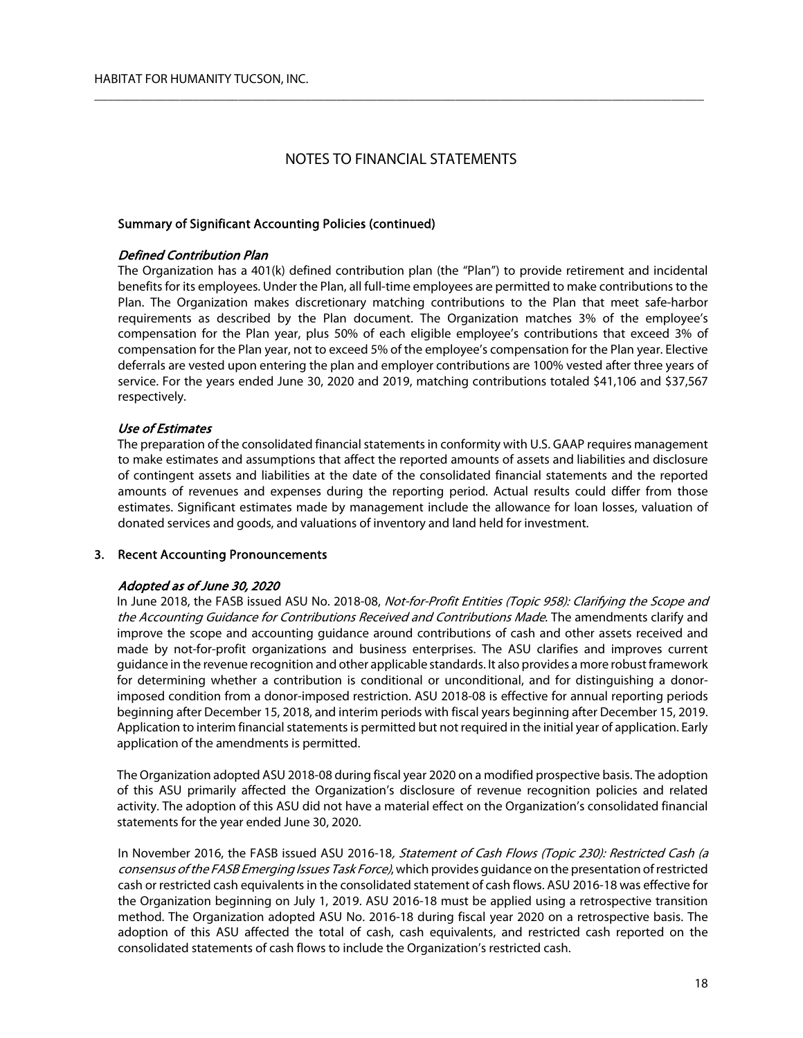# NOTES TO FINANCIAL STATEMENTS

## Summary of Significant Accounting Policies (continued)

### *Defined Contribution Plan*

The Organization has a 401(k) defined contribution plan (the "Plan") to provide retirement and incidental benefits for its employees. Under the Plan, all full-time employees are permitted to make contributions to the Plan. The Organization makes discretionary matching contributions to the Plan that meet safe-harbor requirements as described by the Plan document. The Organization matches 3% of the employee's compensation for the Plan year, plus 50% of each eligible employee's contributions that exceed 3% of compensation for the Plan year, not to exceed 5% of the employee's compensation for the Plan year. Elective deferrals are vested upon entering the plan and employer contributions are 100% vested after three years of service. For the years ended June 30, 2020 and 2019, matching contributions totaled $41,106 and $37,567 respectively.

### *Use of Estimates*

The preparation of the consolidated financial statements in conformity with U.S. GAAP requires management to make estimates and assumptions that affect the reported amounts of assets and liabilities and disclosure of contingent assets and liabilities at the date of the consolidated financial statements and the reported amounts of revenues and expenses during the reporting period. Actual results could differ from those estimates. Significant estimates made by management include the allowance for loan losses, valuation of donated services and goods, and valuations of inventory and land held for investment.

## 3. Recent Accounting Pronouncements

### *Adopted as of June 30, 2020*

In June 2018, the FASB issued ASU No. 2018-08, *Not-for-Profit Entities (Topic 958): Clarifying the Scope and the Accounting Guidance for Contributions Received and Contributions Made*. The amendments clarify and improve the scope and accounting guidance around contributions of cash and other assets received and made by not-for-profit organizations and business enterprises. The ASU clarifies and improves current guidance in the revenue recognition and other applicable standards. It also provides a more robust framework for determining whether a contribution is conditional or unconditional, and for distinguishing a donor-imposed condition from a donor-imposed restriction. ASU 2018-08 is effective for annual reporting periods beginning after December 15, 2018, and interim periods with fiscal years beginning after December 15, 2019. Application to interim financial statements is permitted but not required in the initial year of application. Early application of the amendments is permitted.

The Organization adopted ASU 2018-08 during fiscal year 2020 on a modified prospective basis. The adoption of this ASU primarily affected the Organization's disclosure of revenue recognition policies and related activity. The adoption of this ASU did not have a material effect on the Organization's consolidated financial statements for the year ended June 30, 2020.

In November 2016, the FASB issued ASU 2016-18*, Statement of Cash Flows (Topic 230): Restricted Cash (a consensus of the FASB Emerging Issues Task Force)*, which provides guidance on the presentation of restricted cash or restricted cash equivalents in the consolidated statement of cash flows. ASU 2016-18 was effective for the Organization beginning on July 1, 2019. ASU 2016-18 must be applied using a retrospective transition method. The Organization adopted ASU No. 2016-18 during fiscal year 2020 on a retrospective basis. The adoption of this ASU affected the total of cash, cash equivalents, and restricted cash reported on the consolidated statements of cash flows to include the Organization's restricted cash.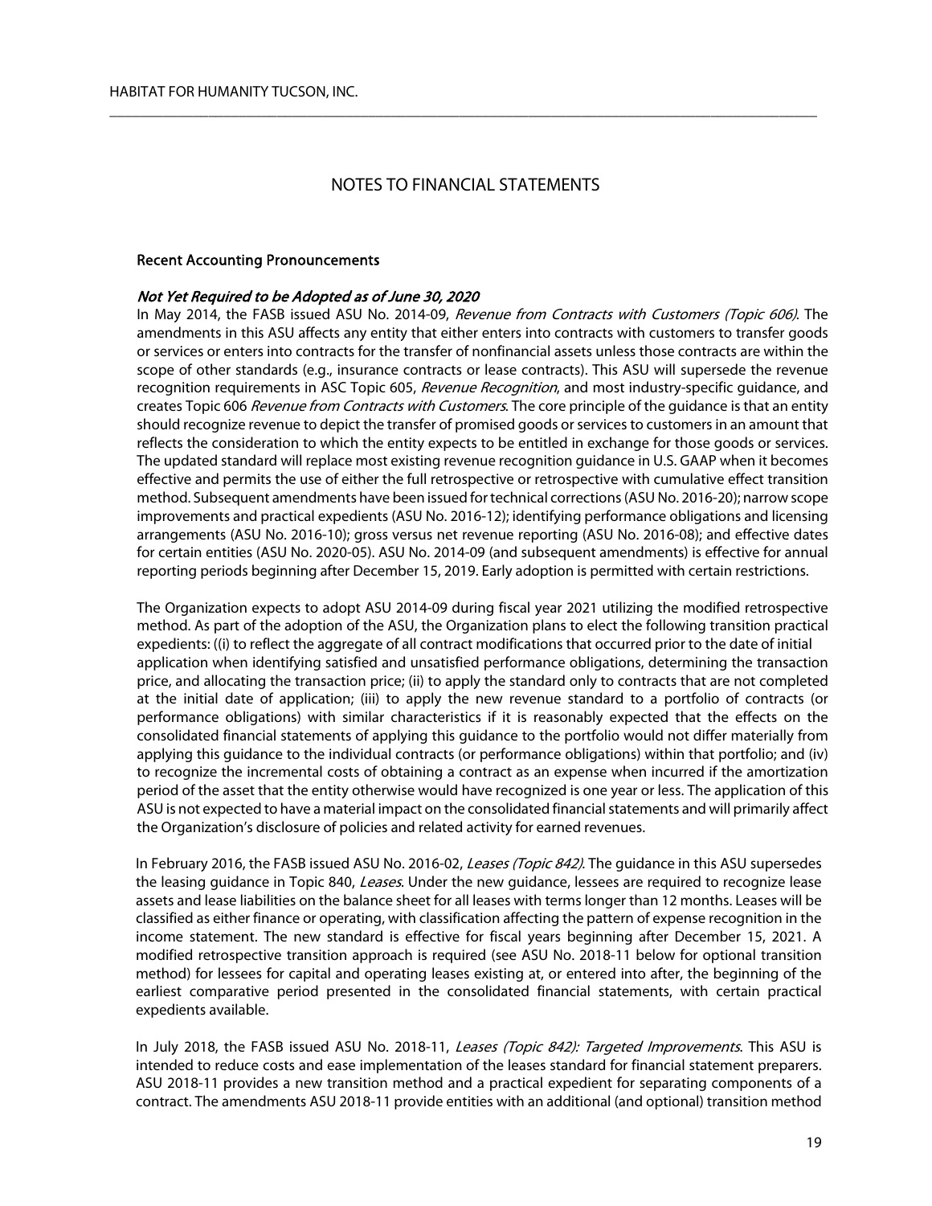## NOTES TO FINANCIAL STATEMENTS

### Recent Accounting Pronouncements

#### *Not Yet Required to be Adopted as of June 30, 2020*

In May 2014, the FASB issued ASU No. 2014-09, *Revenue from Contracts with Customers (Topic 606)*. The amendments in this ASU affects any entity that either enters into contracts with customers to transfer goods or services or enters into contracts for the transfer of nonfinancial assets unless those contracts are within the scope of other standards (e.g., insurance contracts or lease contracts). This ASU will supersede the revenue recognition requirements in ASC Topic 605, *Revenue Recognition*, and most industry-specific guidance, and creates Topic 606 *Revenue from Contracts with Customers*. The core principle of the guidance is that an entity should recognize revenue to depict the transfer of promised goods or services to customers in an amount that reflects the consideration to which the entity expects to be entitled in exchange for those goods or services. The updated standard will replace most existing revenue recognition guidance in U.S. GAAP when it becomes effective and permits the use of either the full retrospective or retrospective with cumulative effect transition method. Subsequent amendments have been issued for technical corrections (ASU No. 2016-20); narrow scope improvements and practical expedients (ASU No. 2016-12); identifying performance obligations and licensing arrangements (ASU No. 2016-10); gross versus net revenue reporting (ASU No. 2016-08); and effective dates for certain entities (ASU No. 2020-05). ASU No. 2014-09 (and subsequent amendments) is effective for annual reporting periods beginning after December 15, 2019. Early adoption is permitted with certain restrictions.

The Organization expects to adopt ASU 2014-09 during fiscal year 2021 utilizing the modified retrospective method. As part of the adoption of the ASU, the Organization plans to elect the following transition practical expedients: ((i) to reflect the aggregate of all contract modifications that occurred prior to the date of initial application when identifying satisfied and unsatisfied performance obligations, determining the transaction price, and allocating the transaction price; (ii) to apply the standard only to contracts that are not completed at the initial date of application; (iii) to apply the new revenue standard to a portfolio of contracts (or performance obligations) with similar characteristics if it is reasonably expected that the effects on the consolidated financial statements of applying this guidance to the portfolio would not differ materially from applying this guidance to the individual contracts (or performance obligations) within that portfolio; and (iv) to recognize the incremental costs of obtaining a contract as an expense when incurred if the amortization period of the asset that the entity otherwise would have recognized is one year or less. The application of this ASU is not expected to have a material impact on the consolidated financial statements and will primarily affect the Organization's disclosure of policies and related activity for earned revenues.

In February 2016, the FASB issued ASU No. 2016-02, *Leases (Topic 842)*. The guidance in this ASU supersedes the leasing guidance in Topic 840, *Leases*. Under the new guidance, lessees are required to recognize lease assets and lease liabilities on the balance sheet for all leases with terms longer than 12 months. Leases will be classified as either finance or operating, with classification affecting the pattern of expense recognition in the income statement. The new standard is effective for fiscal years beginning after December 15, 2021. A modified retrospective transition approach is required (see ASU No. 2018-11 below for optional transition method) for lessees for capital and operating leases existing at, or entered into after, the beginning of the earliest comparative period presented in the consolidated financial statements, with certain practical expedients available.

In July 2018, the FASB issued ASU No. 2018-11, *Leases (Topic 842): Targeted Improvements*. This ASU is intended to reduce costs and ease implementation of the leases standard for financial statement preparers. ASU 2018-11 provides a new transition method and a practical expedient for separating components of a contract. The amendments ASU 2018-11 provide entities with an additional (and optional) transition method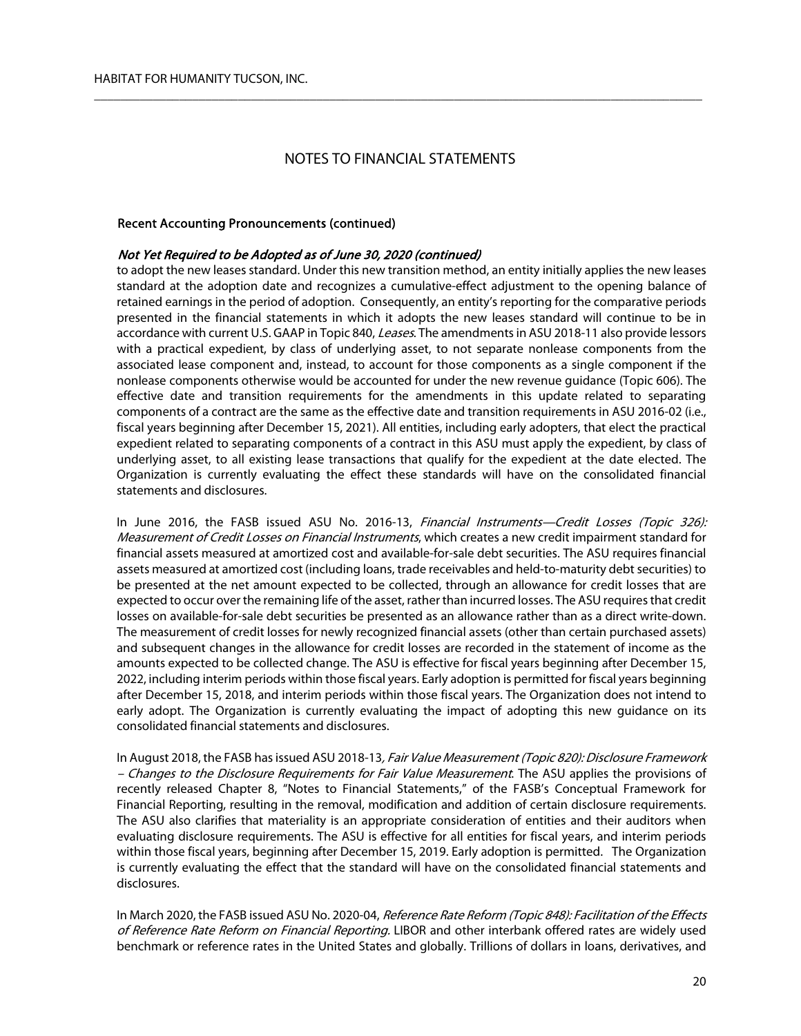# NOTES TO FINANCIAL STATEMENTS

### Recent Accounting Pronouncements (continued)

***Not Yet Required to be Adopted as of June 30, 2020 (continued)***

to adopt the new leases standard. Under this new transition method, an entity initially applies the new leases standard at the adoption date and recognizes a cumulative-effect adjustment to the opening balance of retained earnings in the period of adoption. Consequently, an entity's reporting for the comparative periods presented in the financial statements in which it adopts the new leases standard will continue to be in accordance with current U.S. GAAP in Topic 840, *Leases*. The amendments in ASU 2018-11 also provide lessors with a practical expedient, by class of underlying asset, to not separate nonlease components from the associated lease component and, instead, to account for those components as a single component if the nonlease components otherwise would be accounted for under the new revenue guidance (Topic 606). The effective date and transition requirements for the amendments in this update related to separating components of a contract are the same as the effective date and transition requirements in ASU 2016-02 (i.e., fiscal years beginning after December 15, 2021). All entities, including early adopters, that elect the practical expedient related to separating components of a contract in this ASU must apply the expedient, by class of underlying asset, to all existing lease transactions that qualify for the expedient at the date elected. The Organization is currently evaluating the effect these standards will have on the consolidated financial statements and disclosures.

In June 2016, the FASB issued ASU No. 2016-13, *Financial Instruments—Credit Losses (Topic 326): Measurement of Credit Losses on Financial Instruments*, which creates a new credit impairment standard for financial assets measured at amortized cost and available-for-sale debt securities. The ASU requires financial assets measured at amortized cost (including loans, trade receivables and held-to-maturity debt securities) to be presented at the net amount expected to be collected, through an allowance for credit losses that are expected to occur over the remaining life of the asset, rather than incurred losses. The ASU requires that credit losses on available-for-sale debt securities be presented as an allowance rather than as a direct write-down. The measurement of credit losses for newly recognized financial assets (other than certain purchased assets) and subsequent changes in the allowance for credit losses are recorded in the statement of income as the amounts expected to be collected change. The ASU is effective for fiscal years beginning after December 15, 2022, including interim periods within those fiscal years. Early adoption is permitted for fiscal years beginning after December 15, 2018, and interim periods within those fiscal years. The Organization does not intend to early adopt. The Organization is currently evaluating the impact of adopting this new guidance on its consolidated financial statements and disclosures.

In August 2018, the FASB has issued ASU 2018-13*, Fair Value Measurement (Topic 820): Disclosure Framework – Changes to the Disclosure Requirements for Fair Value Measurement*. The ASU applies the provisions of recently released Chapter 8, "Notes to Financial Statements," of the FASB's Conceptual Framework for Financial Reporting, resulting in the removal, modification and addition of certain disclosure requirements. The ASU also clarifies that materiality is an appropriate consideration of entities and their auditors when evaluating disclosure requirements. The ASU is effective for all entities for fiscal years, and interim periods within those fiscal years, beginning after December 15, 2019. Early adoption is permitted. The Organization is currently evaluating the effect that the standard will have on the consolidated financial statements and disclosures.

In March 2020, the FASB issued ASU No. 2020-04, *Reference Rate Reform (Topic 848): Facilitation of the Effects of Reference Rate Reform on Financial Reporting.* LIBOR and other interbank offered rates are widely used benchmark or reference rates in the United States and globally. Trillions of dollars in loans, derivatives, and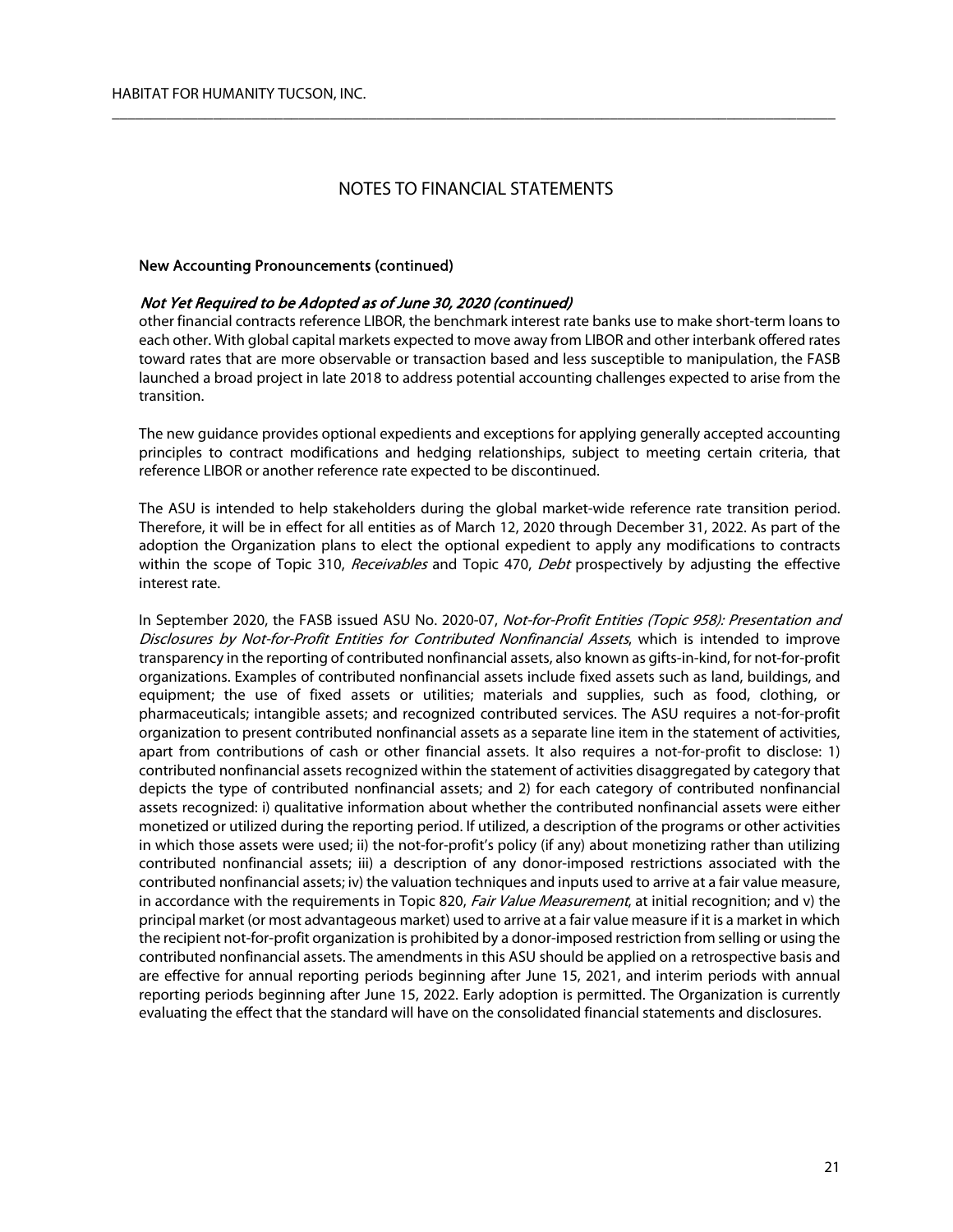## NOTES TO FINANCIAL STATEMENTS

**New Accounting Pronouncements (continued)**

***Not Yet Required to be Adopted as of June 30, 2020 (continued)***

other financial contracts reference LIBOR, the benchmark interest rate banks use to make short-term loans to each other. With global capital markets expected to move away from LIBOR and other interbank offered rates toward rates that are more observable or transaction based and less susceptible to manipulation, the FASB launched a broad project in late 2018 to address potential accounting challenges expected to arise from the transition.

The new guidance provides optional expedients and exceptions for applying generally accepted accounting principles to contract modifications and hedging relationships, subject to meeting certain criteria, that reference LIBOR or another reference rate expected to be discontinued.

The ASU is intended to help stakeholders during the global market-wide reference rate transition period. Therefore, it will be in effect for all entities as of March 12, 2020 through December 31, 2022. As part of the adoption the Organization plans to elect the optional expedient to apply any modifications to contracts within the scope of Topic 310, *Receivables* and Topic 470, *Debt* prospectively by adjusting the effective interest rate.

In September 2020, the FASB issued ASU No. 2020-07, *Not-for-Profit Entities (Topic 958): Presentation and Disclosures by Not-for-Profit Entities for Contributed Nonfinancial Assets*, which is intended to improve transparency in the reporting of contributed nonfinancial assets, also known as gifts-in-kind, for not-for-profit organizations. Examples of contributed nonfinancial assets include fixed assets such as land, buildings, and equipment; the use of fixed assets or utilities; materials and supplies, such as food, clothing, or pharmaceuticals; intangible assets; and recognized contributed services. The ASU requires a not-for-profit organization to present contributed nonfinancial assets as a separate line item in the statement of activities, apart from contributions of cash or other financial assets. It also requires a not-for-profit to disclose: 1) contributed nonfinancial assets recognized within the statement of activities disaggregated by category that depicts the type of contributed nonfinancial assets; and 2) for each category of contributed nonfinancial assets recognized: i) qualitative information about whether the contributed nonfinancial assets were either monetized or utilized during the reporting period. If utilized, a description of the programs or other activities in which those assets were used; ii) the not-for-profit's policy (if any) about monetizing rather than utilizing contributed nonfinancial assets; iii) a description of any donor-imposed restrictions associated with the contributed nonfinancial assets; iv) the valuation techniques and inputs used to arrive at a fair value measure, in accordance with the requirements in Topic 820, *Fair Value Measurement*, at initial recognition; and v) the principal market (or most advantageous market) used to arrive at a fair value measure if it is a market in which the recipient not-for-profit organization is prohibited by a donor-imposed restriction from selling or using the contributed nonfinancial assets. The amendments in this ASU should be applied on a retrospective basis and are effective for annual reporting periods beginning after June 15, 2021, and interim periods with annual reporting periods beginning after June 15, 2022. Early adoption is permitted. The Organization is currently evaluating the effect that the standard will have on the consolidated financial statements and disclosures.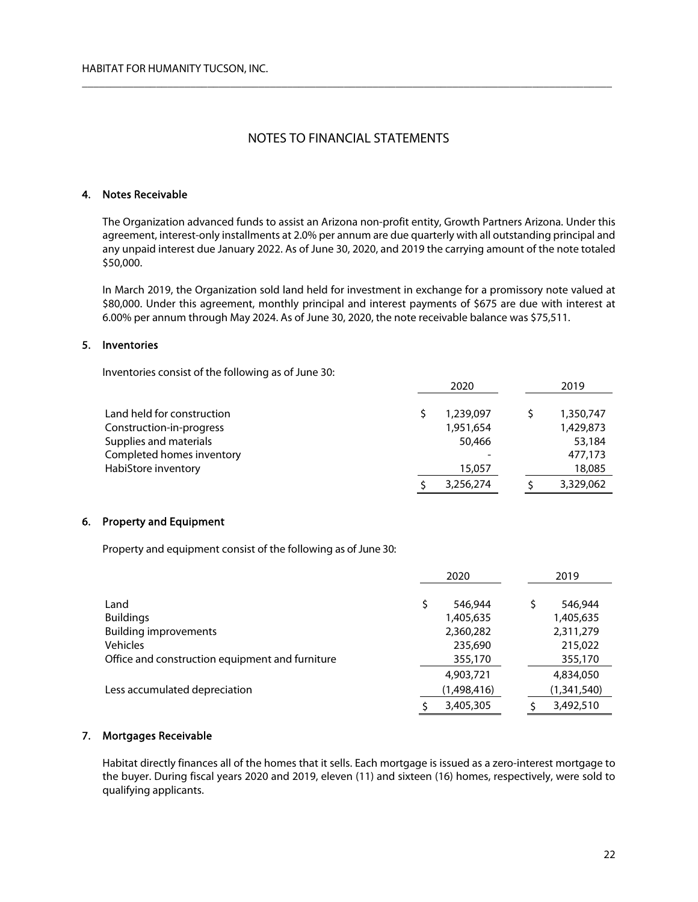# NOTES TO FINANCIAL STATEMENTS

## 4. Notes Receivable

The Organization advanced funds to assist an Arizona non-profit entity, Growth Partners Arizona. Under this agreement, interest-only installments at 2.0% per annum are due quarterly with all outstanding principal and any unpaid interest due January 2022. As of June 30, 2020, and 2019 the carrying amount of the note totaled $50,000.

In March 2019, the Organization sold land held for investment in exchange for a promissory note valued at $80,000. Under this agreement, monthly principal and interest payments of $675 are due with interest at 6.00% per annum through May 2024. As of June 30, 2020, the note receivable balance was $75,511.

## 5. Inventories

Inventories consist of the following as of June 30:

| | 2020 | 2019 |
|---|---|---|
| Land held for construction | $ 1,239,097 | $ 1,350,747 |
| Construction-in-progress | 1,951,654 | 1,429,873 |
| Supplies and materials | 50,466 | 53,184 |
| Completed homes inventory | - | 477,173 |
| HabiStore inventory | 15,057 | 18,085 |
| | $ 3,256,274 | $ 3,329,062 |

## 6. Property and Equipment

Property and equipment consist of the following as of June 30:

| | 2020 | 2019 |
|---|---|---|
| Land | $ 546,944 | $ 546,944 |
| Buildings | 1,405,635 | 1,405,635 |
| Building improvements | 2,360,282 | 2,311,279 |
| Vehicles | 235,690 | 215,022 |
| Office and construction equipment and furniture | 355,170 | 355,170 |
| | 4,903,721 | 4,834,050 |
| Less accumulated depreciation | (1,498,416) | (1,341,540) |
| | $ 3,405,305 | $ 3,492,510 |

## 7. Mortgages Receivable

Habitat directly finances all of the homes that it sells. Each mortgage is issued as a zero-interest mortgage to the buyer. During fiscal years 2020 and 2019, eleven (11) and sixteen (16) homes, respectively, were sold to qualifying applicants.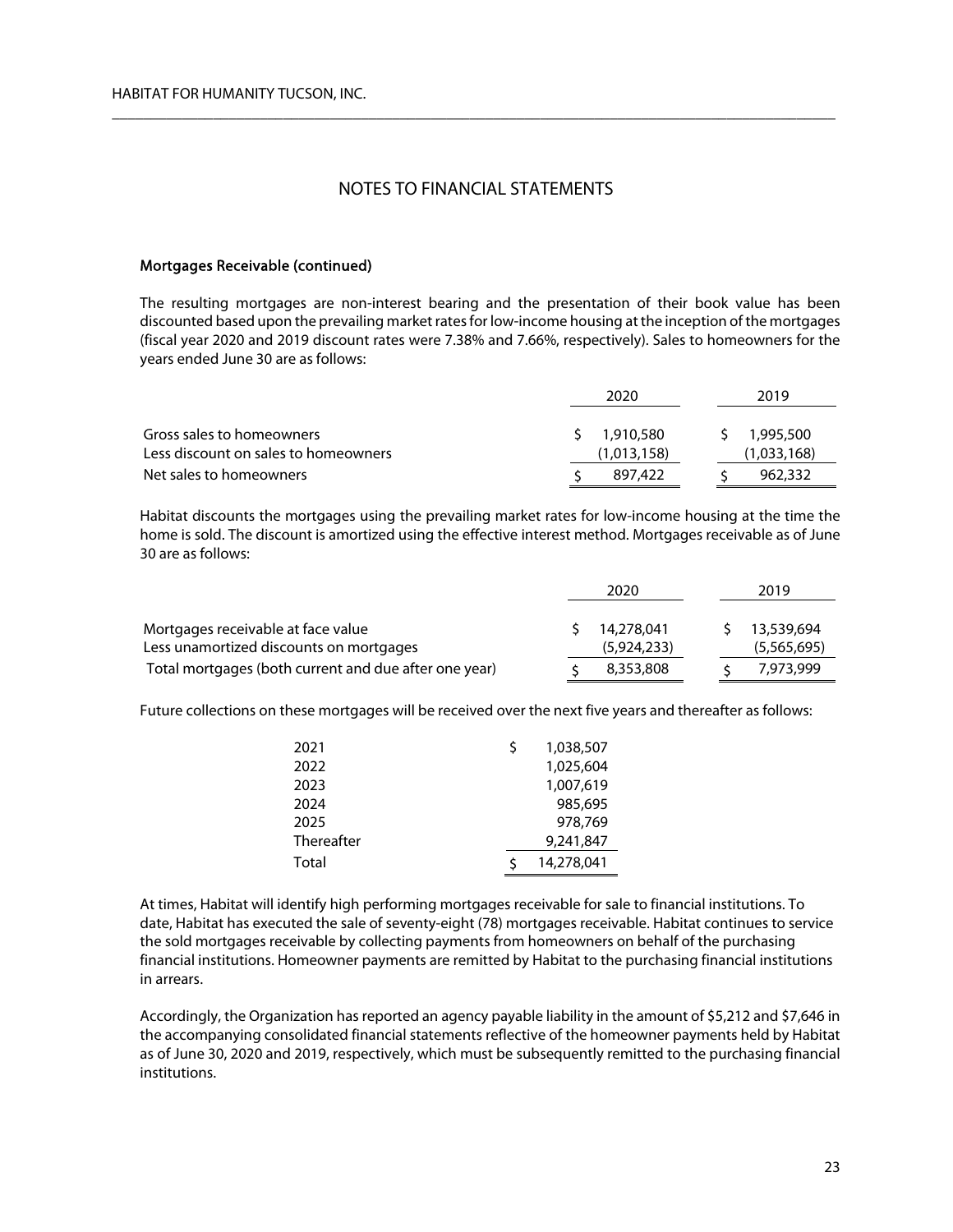## NOTES TO FINANCIAL STATEMENTS

### Mortgages Receivable (continued)

The resulting mortgages are non-interest bearing and the presentation of their book value has been discounted based upon the prevailing market rates for low-income housing at the inception of the mortgages (fiscal year 2020 and 2019 discount rates were 7.38% and 7.66%, respectively). Sales to homeowners for the years ended June 30 are as follows:

| | 2020 | 2019 |
|---|---|---|
| Gross sales to homeowners | $ 1,910,580 | $ 1,995,500 |
| Less discount on sales to homeowners | (1,013,158) | (1,033,168) |
| Net sales to homeowners | $ 897,422 | $ 962,332 |

Habitat discounts the mortgages using the prevailing market rates for low-income housing at the time the home is sold. The discount is amortized using the effective interest method. Mortgages receivable as of June 30 are as follows:

| | 2020 | 2019 |
|---|---|---|
| Mortgages receivable at face value | $ 14,278,041 | $ 13,539,694 |
| Less unamortized discounts on mortgages | (5,924,233) | (5,565,695) |
| Total mortgages (both current and due after one year) | $ 8,353,808 | $ 7,973,999 |

Future collections on these mortgages will be received over the next five years and thereafter as follows:

| | |
|---|---|
| 2021 | $ 1,038,507 |
| 2022 | 1,025,604 |
| 2023 | 1,007,619 |
| 2024 | 985,695 |
| 2025 | 978,769 |
| Thereafter | 9,241,847 |
| Total | $ 14,278,041 |

At times, Habitat will identify high performing mortgages receivable for sale to financial institutions. To date, Habitat has executed the sale of seventy-eight (78) mortgages receivable. Habitat continues to service the sold mortgages receivable by collecting payments from homeowners on behalf of the purchasing financial institutions. Homeowner payments are remitted by Habitat to the purchasing financial institutions in arrears.

Accordingly, the Organization has reported an agency payable liability in the amount of $5,212 and $7,646 in the accompanying consolidated financial statements reflective of the homeowner payments held by Habitat as of June 30, 2020 and 2019, respectively, which must be subsequently remitted to the purchasing financial institutions.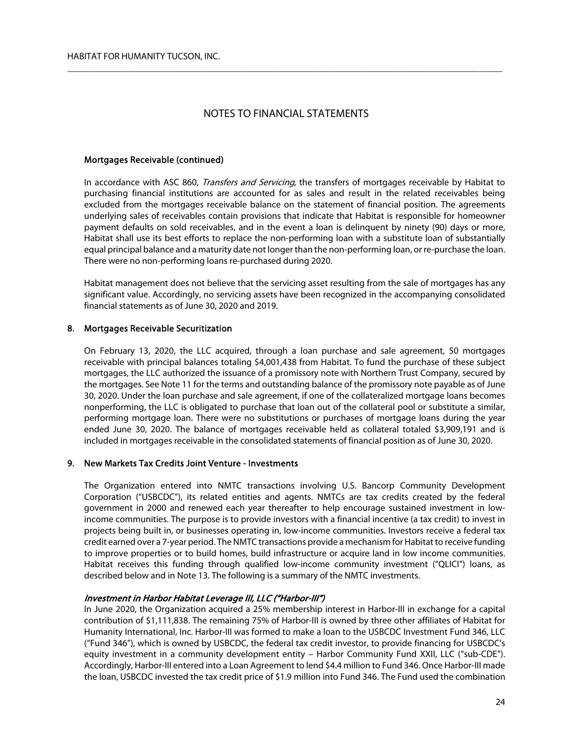# NOTES TO FINANCIAL STATEMENTS

### Mortgages Receivable (continued)

In accordance with ASC 860, *Transfers and Servicing*, the transfers of mortgages receivable by Habitat to purchasing financial institutions are accounted for as sales and result in the related receivables being excluded from the mortgages receivable balance on the statement of financial position. The agreements underlying sales of receivables contain provisions that indicate that Habitat is responsible for homeowner payment defaults on sold receivables, and in the event a loan is delinquent by ninety (90) days or more, Habitat shall use its best efforts to replace the non-performing loan with a substitute loan of substantially equal principal balance and a maturity date not longer than the non-performing loan, or re-purchase the loan. There were no non-performing loans re-purchased during 2020.

Habitat management does not believe that the servicing asset resulting from the sale of mortgages has any significant value. Accordingly, no servicing assets have been recognized in the accompanying consolidated financial statements as of June 30, 2020 and 2019.

### 8. Mortgages Receivable Securitization

On February 13, 2020, the LLC acquired, through a loan purchase and sale agreement, 50 mortgages receivable with principal balances totaling $4,001,438 from Habitat. To fund the purchase of these subject mortgages, the LLC authorized the issuance of a promissory note with Northern Trust Company, secured by the mortgages. See Note 11 for the terms and outstanding balance of the promissory note payable as of June 30, 2020. Under the loan purchase and sale agreement, if one of the collateralized mortgage loans becomes nonperforming, the LLC is obligated to purchase that loan out of the collateral pool or substitute a similar, performing mortgage loan. There were no substitutions or purchases of mortgage loans during the year ended June 30, 2020. The balance of mortgages receivable held as collateral totaled $3,909,191 and is included in mortgages receivable in the consolidated statements of financial position as of June 30, 2020.

### 9. New Markets Tax Credits Joint Venture - Investments

The Organization entered into NMTC transactions involving U.S. Bancorp Community Development Corporation ("USBCDC"), its related entities and agents. NMTCs are tax credits created by the federal government in 2000 and renewed each year thereafter to help encourage sustained investment in low-income communities. The purpose is to provide investors with a financial incentive (a tax credit) to invest in projects being built in, or businesses operating in, low-income communities. Investors receive a federal tax credit earned over a 7-year period. The NMTC transactions provide a mechanism for Habitat to receive funding to improve properties or to build homes, build infrastructure or acquire land in low income communities. Habitat receives this funding through qualified low-income community investment ("QLICI") loans, as described below and in Note 13. The following is a summary of the NMTC investments.

#### *Investment in Harbor Habitat Leverage III, LLC ("Harbor-III")*

In June 2020, the Organization acquired a 25% membership interest in Harbor-III in exchange for a capital contribution of $1,111,838. The remaining 75% of Harbor-III is owned by three other affiliates of Habitat for Humanity International, Inc. Harbor-III was formed to make a loan to the USBCDC Investment Fund 346, LLC ("Fund 346"), which is owned by USBCDC, the federal tax credit investor, to provide financing for USBCDC's equity investment in a community development entity – Harbor Community Fund XXII, LLC ("sub-CDE"). Accordingly, Harbor-III entered into a Loan Agreement to lend $4.4 million to Fund 346. Once Harbor-III made the loan, USBCDC invested the tax credit price of $1.9 million into Fund 346. The Fund used the combination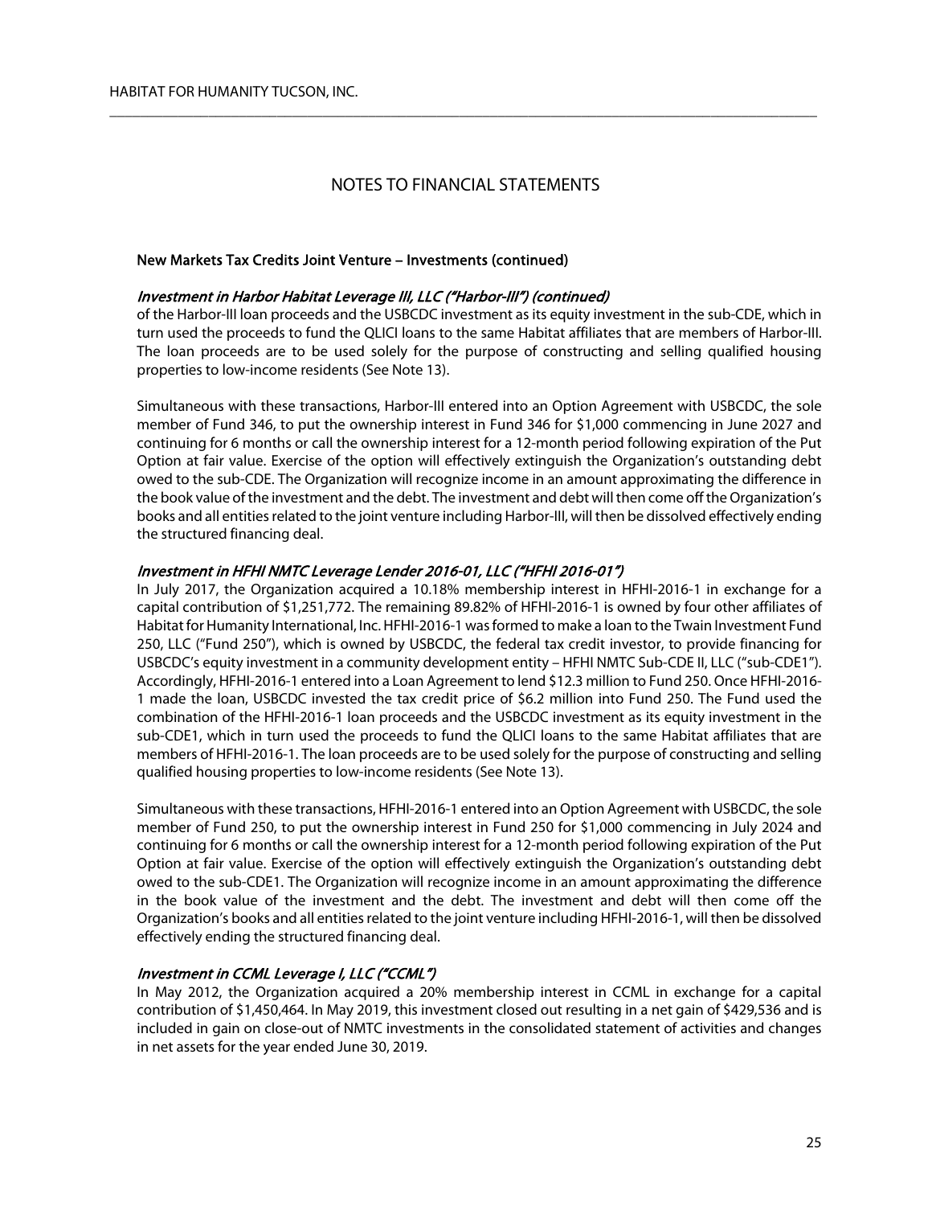## NOTES TO FINANCIAL STATEMENTS

**New Markets Tax Credits Joint Venture – Investments (continued)**

***Investment in Harbor Habitat Leverage III, LLC ("Harbor-III") (continued)***

of the Harbor-III loan proceeds and the USBCDC investment as its equity investment in the sub-CDE, which in turn used the proceeds to fund the QLICI loans to the same Habitat affiliates that are members of Harbor-III. The loan proceeds are to be used solely for the purpose of constructing and selling qualified housing properties to low-income residents (See Note 13).

Simultaneous with these transactions, Harbor-III entered into an Option Agreement with USBCDC, the sole member of Fund 346, to put the ownership interest in Fund 346 for $1,000 commencing in June 2027 and continuing for 6 months or call the ownership interest for a 12-month period following expiration of the Put Option at fair value. Exercise of the option will effectively extinguish the Organization's outstanding debt owed to the sub-CDE. The Organization will recognize income in an amount approximating the difference in the book value of the investment and the debt. The investment and debt will then come off the Organization's books and all entities related to the joint venture including Harbor-III, will then be dissolved effectively ending the structured financing deal.

***Investment in HFHI NMTC Leverage Lender 2016-01, LLC ("HFHI 2016-01")***

In July 2017, the Organization acquired a 10.18% membership interest in HFHI-2016-1 in exchange for a capital contribution of $1,251,772. The remaining 89.82% of HFHI-2016-1 is owned by four other affiliates of Habitat for Humanity International, Inc. HFHI-2016-1 was formed to make a loan to the Twain Investment Fund 250, LLC ("Fund 250"), which is owned by USBCDC, the federal tax credit investor, to provide financing for USBCDC's equity investment in a community development entity – HFHI NMTC Sub-CDE II, LLC ("sub-CDE1"). Accordingly, HFHI-2016-1 entered into a Loan Agreement to lend $12.3 million to Fund 250. Once HFHI-2016-1 made the loan, USBCDC invested the tax credit price of $6.2 million into Fund 250. The Fund used the combination of the HFHI-2016-1 loan proceeds and the USBCDC investment as its equity investment in the sub-CDE1, which in turn used the proceeds to fund the QLICI loans to the same Habitat affiliates that are members of HFHI-2016-1. The loan proceeds are to be used solely for the purpose of constructing and selling qualified housing properties to low-income residents (See Note 13).

Simultaneous with these transactions, HFHI-2016-1 entered into an Option Agreement with USBCDC, the sole member of Fund 250, to put the ownership interest in Fund 250 for $1,000 commencing in July 2024 and continuing for 6 months or call the ownership interest for a 12-month period following expiration of the Put Option at fair value. Exercise of the option will effectively extinguish the Organization's outstanding debt owed to the sub-CDE1. The Organization will recognize income in an amount approximating the difference in the book value of the investment and the debt. The investment and debt will then come off the Organization's books and all entities related to the joint venture including HFHI-2016-1, will then be dissolved effectively ending the structured financing deal.

***Investment in CCML Leverage I, LLC ("CCML")***

In May 2012, the Organization acquired a 20% membership interest in CCML in exchange for a capital contribution of $1,450,464. In May 2019, this investment closed out resulting in a net gain of $429,536 and is included in gain on close-out of NMTC investments in the consolidated statement of activities and changes in net assets for the year ended June 30, 2019.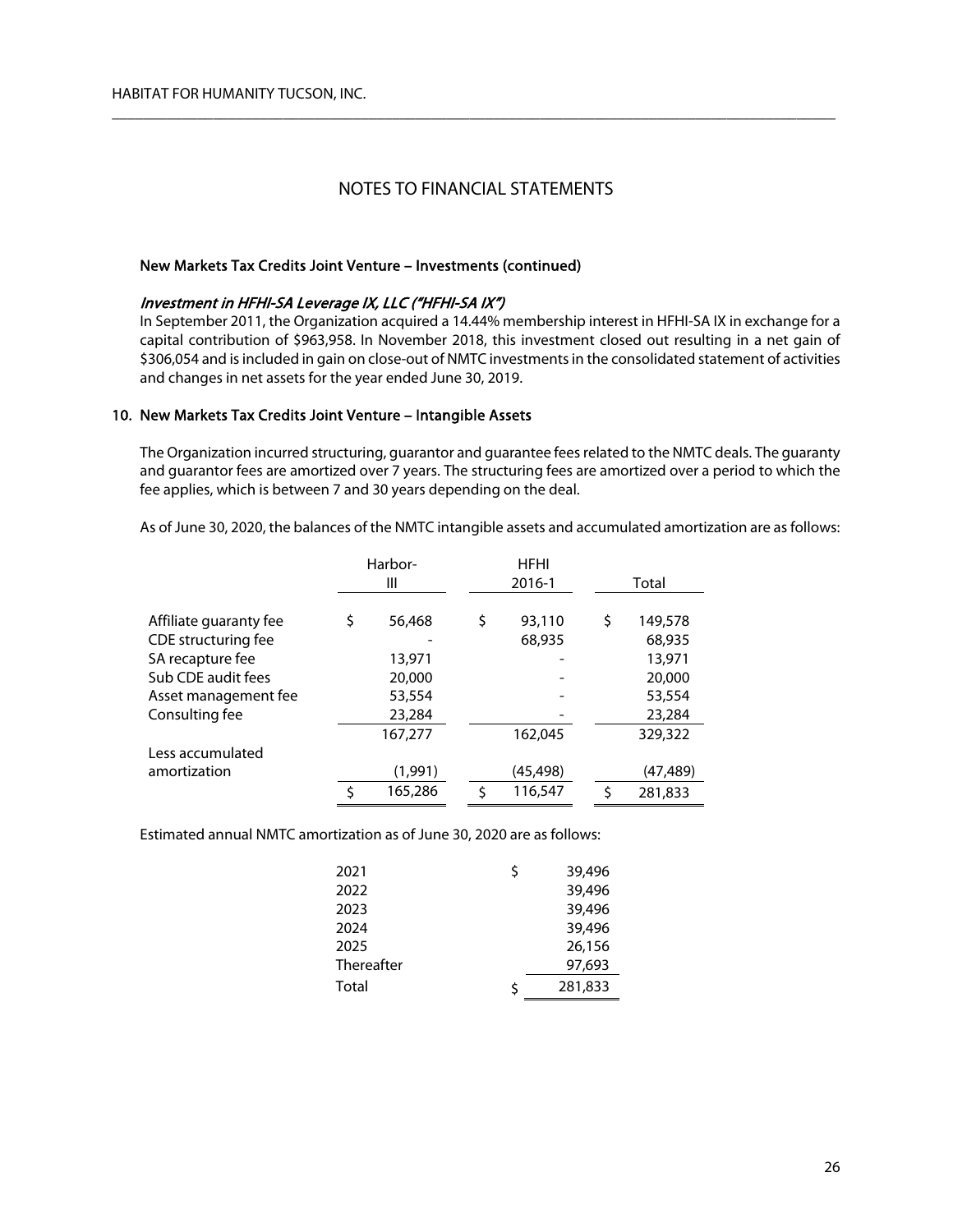# NOTES TO FINANCIAL STATEMENTS

**New Markets Tax Credits Joint Venture – Investments (continued)**

***Investment in HFHI-SA Leverage IX, LLC ("HFHI-SA IX")***

In September 2011, the Organization acquired a 14.44% membership interest in HFHI-SA IX in exchange for a capital contribution of $963,958. In November 2018, this investment closed out resulting in a net gain of $306,054 and is included in gain on close-out of NMTC investments in the consolidated statement of activities and changes in net assets for the year ended June 30, 2019.

**10. New Markets Tax Credits Joint Venture – Intangible Assets**

The Organization incurred structuring, guarantor and guarantee fees related to the NMTC deals. The guaranty and guarantor fees are amortized over 7 years. The structuring fees are amortized over a period to which the fee applies, which is between 7 and 30 years depending on the deal.

As of June 30, 2020, the balances of the NMTC intangible assets and accumulated amortization are as follows:

| | Harbor-III | HFHI 2016-1 | Total |
|---|---|---|---|
| Affiliate guaranty fee | $ 56,468 | $ 93,110 | $ 149,578 |
| CDE structuring fee | - | 68,935 | 68,935 |
| SA recapture fee | 13,971 | - | 13,971 |
| Sub CDE audit fees | 20,000 | - | 20,000 |
| Asset management fee | 53,554 | - | 53,554 |
| Consulting fee | 23,284 | - | 23,284 |
| | 167,277 | 162,045 | 329,322 |
| Less accumulated amortization | (1,991) | (45,498) | (47,489) |
| | $ 165,286 | $ 116,547 | $ 281,833 |

Estimated annual NMTC amortization as of June 30, 2020 are as follows:

| | |
|---|---|
| 2021 | $ 39,496 |
| 2022 | 39,496 |
| 2023 | 39,496 |
| 2024 | 39,496 |
| 2025 | 26,156 |
| Thereafter | 97,693 |
| Total | $ 281,833 |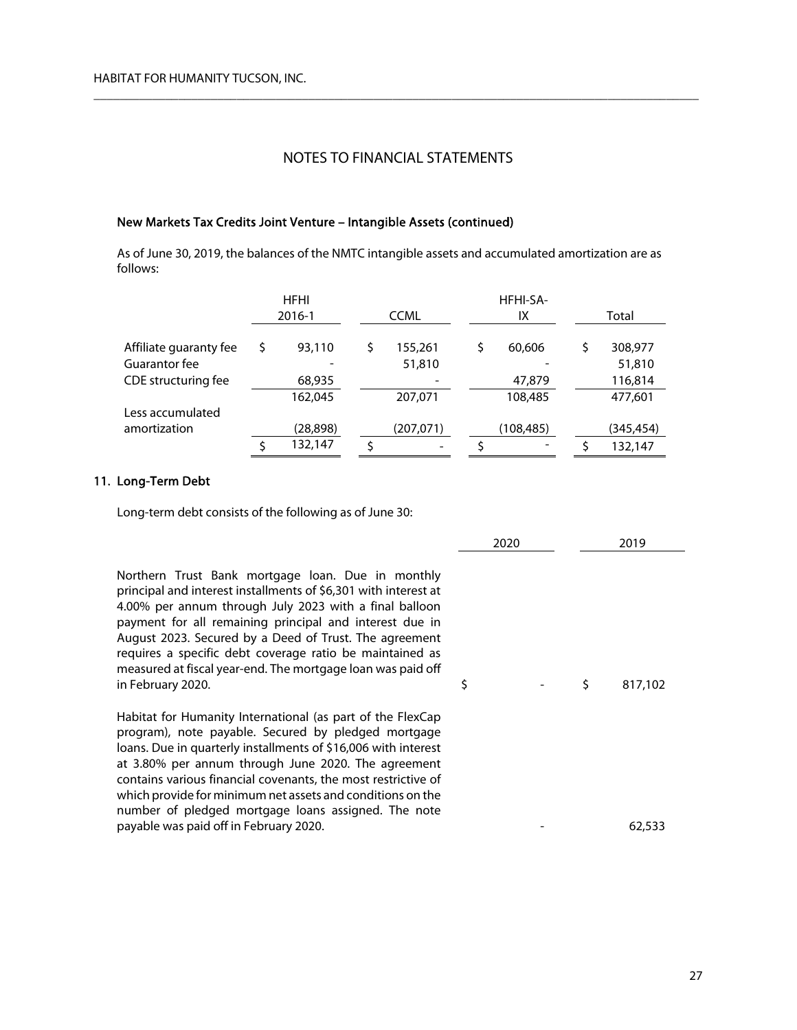## NOTES TO FINANCIAL STATEMENTS

### New Markets Tax Credits Joint Venture – Intangible Assets (continued)

As of June 30, 2019, the balances of the NMTC intangible assets and accumulated amortization are as follows:

| | HFHI 2016-1 | CCML | HFHI-SA-IX | Total |
|---|---|---|---|---|
| Affiliate guaranty fee | $ 93,110 | $ 155,261 | $ 60,606 | $ 308,977 |
| Guarantor fee | - | 51,810 | - | 51,810 |
| CDE structuring fee | 68,935 | - | 47,879 | 116,814 |
| | 162,045 | 207,071 | 108,485 | 477,601 |
| Less accumulated amortization | (28,898) | (207,071) | (108,485) | (345,454) |
| | $ 132,147 | $ - | $ - | $ 132,147 |

### 11. Long-Term Debt

Long-term debt consists of the following as of June 30:

| | 2020 | 2019 |
|---|---|---|
| Northern Trust Bank mortgage loan. Due in monthly principal and interest installments of $6,301 with interest at 4.00% per annum through July 2023 with a final balloon payment for all remaining principal and interest due in August 2023. Secured by a Deed of Trust. The agreement requires a specific debt coverage ratio be maintained as measured at fiscal year-end. The mortgage loan was paid off in February 2020. | $ - | $ 817,102 |
| Habitat for Humanity International (as part of the FlexCap program), note payable. Secured by pledged mortgage loans. Due in quarterly installments of $16,006 with interest at 3.80% per annum through June 2020. The agreement contains various financial covenants, the most restrictive of which provide for minimum net assets and conditions on the number of pledged mortgage loans assigned. The note payable was paid off in February 2020. | - | 62,533 |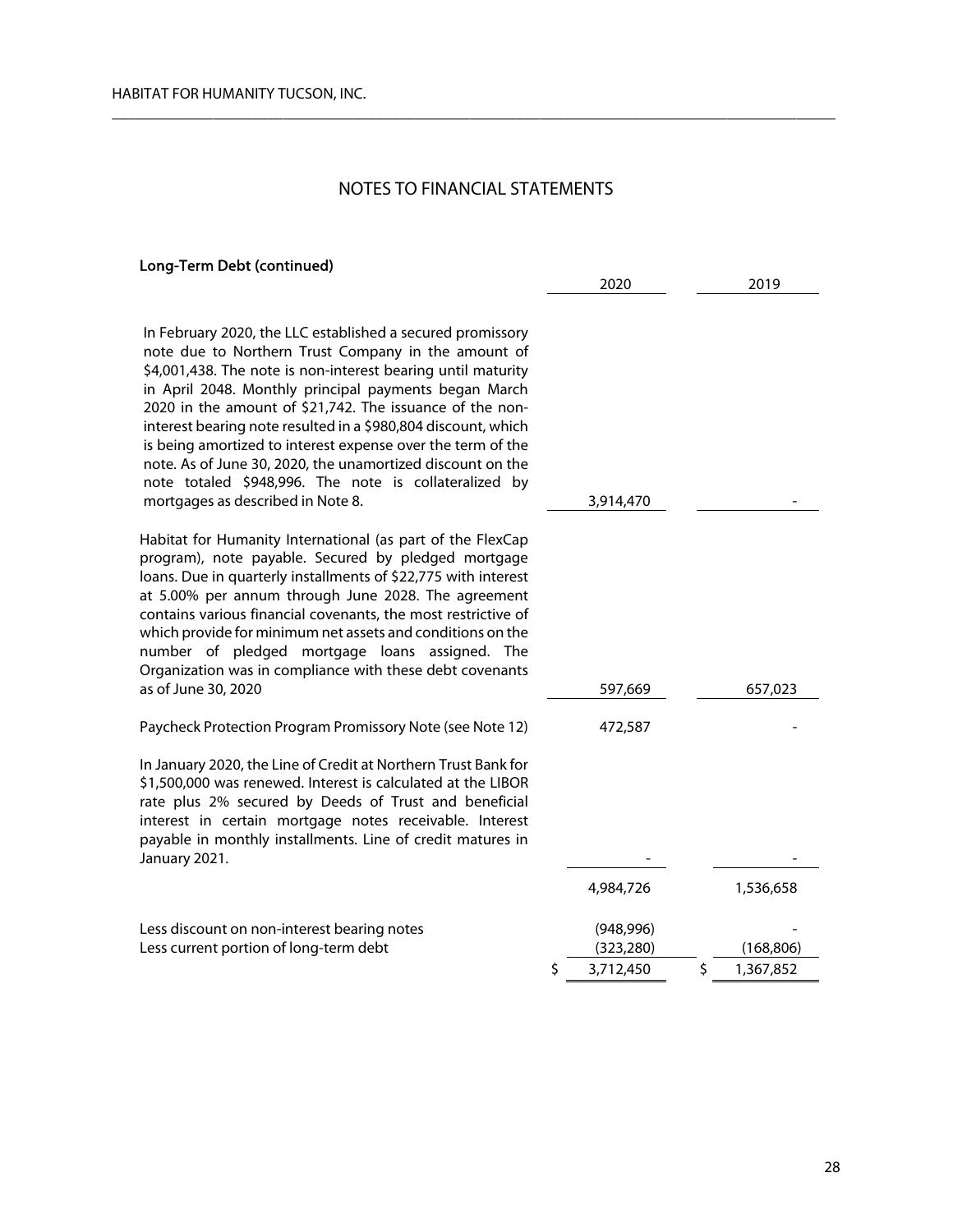# NOTES TO FINANCIAL STATEMENTS

### Long-Term Debt (continued)

| | 2020 | 2019 |
|---|---|---|
| In February 2020, the LLC established a secured promissory note due to Northern Trust Company in the amount of $4,001,438. The note is non-interest bearing until maturity in April 2048. Monthly principal payments began March 2020 in the amount of $21,742. The issuance of the non-interest bearing note resulted in a $980,804 discount, which is being amortized to interest expense over the term of the note. As of June 30, 2020, the unamortized discount on the note totaled $948,996. The note is collateralized by mortgages as described in Note 8. | 3,914,470 | - |
| Habitat for Humanity International (as part of the FlexCap program), note payable. Secured by pledged mortgage loans. Due in quarterly installments of $22,775 with interest at 5.00% per annum through June 2028. The agreement contains various financial covenants, the most restrictive of which provide for minimum net assets and conditions on the number of pledged mortgage loans assigned. The Organization was in compliance with these debt covenants as of June 30, 2020 | 597,669 | 657,023 |
| Paycheck Protection Program Promissory Note (see Note 12) | 472,587 | - |
| In January 2020, the Line of Credit at Northern Trust Bank for $1,500,000 was renewed. Interest is calculated at the LIBOR rate plus 2% secured by Deeds of Trust and beneficial interest in certain mortgage notes receivable. Interest payable in monthly installments. Line of credit matures in January 2021. | - | - |
| | 4,984,726 | 1,536,658 |
| Less discount on non-interest bearing notes | (948,996) | - |
| Less current portion of long-term debt | (323,280) | (168,806) |
| | $ 3,712,450 | $ 1,367,852 |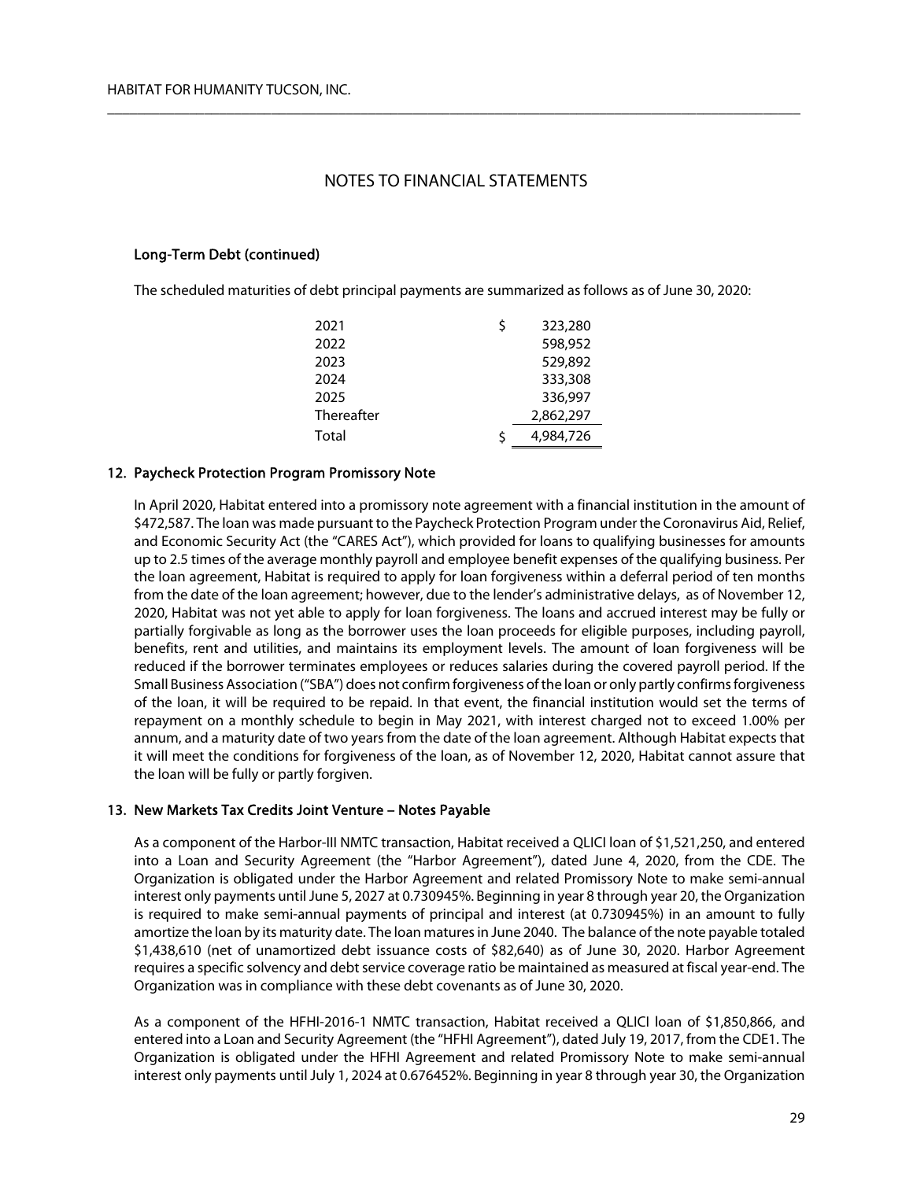## NOTES TO FINANCIAL STATEMENTS

### Long-Term Debt (continued)

The scheduled maturities of debt principal payments are summarized as follows as of June 30, 2020:

| | |
|---|---|
| 2021 | $ 323,280 |
| 2022 | 598,952 |
| 2023 | 529,892 |
| 2024 | 333,308 |
| 2025 | 336,997 |
| Thereafter | 2,862,297 |
| Total | $ 4,984,726 |

### 12. Paycheck Protection Program Promissory Note

In April 2020, Habitat entered into a promissory note agreement with a financial institution in the amount of $472,587. The loan was made pursuant to the Paycheck Protection Program under the Coronavirus Aid, Relief, and Economic Security Act (the "CARES Act"), which provided for loans to qualifying businesses for amounts up to 2.5 times of the average monthly payroll and employee benefit expenses of the qualifying business. Per the loan agreement, Habitat is required to apply for loan forgiveness within a deferral period of ten months from the date of the loan agreement; however, due to the lender's administrative delays, as of November 12, 2020, Habitat was not yet able to apply for loan forgiveness. The loans and accrued interest may be fully or partially forgivable as long as the borrower uses the loan proceeds for eligible purposes, including payroll, benefits, rent and utilities, and maintains its employment levels. The amount of loan forgiveness will be reduced if the borrower terminates employees or reduces salaries during the covered payroll period. If the Small Business Association ("SBA") does not confirm forgiveness of the loan or only partly confirms forgiveness of the loan, it will be required to be repaid. In that event, the financial institution would set the terms of repayment on a monthly schedule to begin in May 2021, with interest charged not to exceed 1.00% per annum, and a maturity date of two years from the date of the loan agreement. Although Habitat expects that it will meet the conditions for forgiveness of the loan, as of November 12, 2020, Habitat cannot assure that the loan will be fully or partly forgiven.

### 13. New Markets Tax Credits Joint Venture – Notes Payable

As a component of the Harbor-III NMTC transaction, Habitat received a QLICI loan of $1,521,250, and entered into a Loan and Security Agreement (the "Harbor Agreement"), dated June 4, 2020, from the CDE. The Organization is obligated under the Harbor Agreement and related Promissory Note to make semi-annual interest only payments until June 5, 2027 at 0.730945%. Beginning in year 8 through year 20, the Organization is required to make semi-annual payments of principal and interest (at 0.730945%) in an amount to fully amortize the loan by its maturity date. The loan matures in June 2040. The balance of the note payable totaled $1,438,610 (net of unamortized debt issuance costs of $82,640) as of June 30, 2020. Harbor Agreement requires a specific solvency and debt service coverage ratio be maintained as measured at fiscal year-end. The Organization was in compliance with these debt covenants as of June 30, 2020.

As a component of the HFHI-2016-1 NMTC transaction, Habitat received a QLICI loan of $1,850,866, and entered into a Loan and Security Agreement (the "HFHI Agreement"), dated July 19, 2017, from the CDE1. The Organization is obligated under the HFHI Agreement and related Promissory Note to make semi-annual interest only payments until July 1, 2024 at 0.676452%. Beginning in year 8 through year 30, the Organization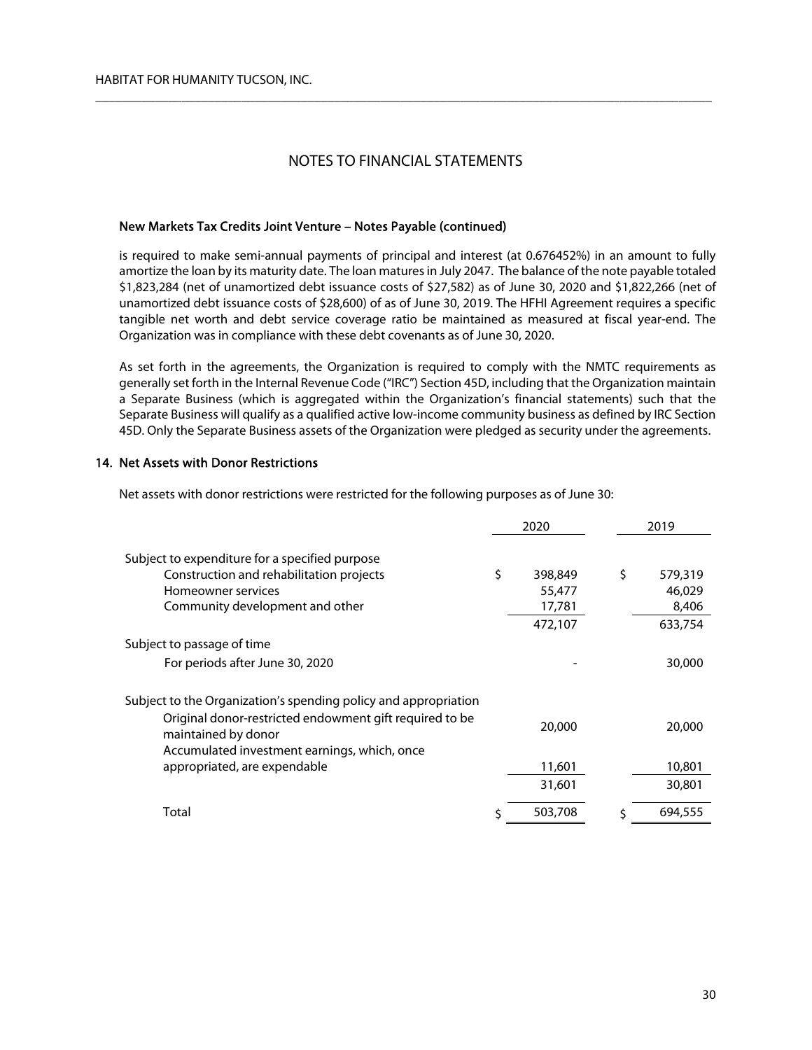# NOTES TO FINANCIAL STATEMENTS

### New Markets Tax Credits Joint Venture – Notes Payable (continued)

is required to make semi-annual payments of principal and interest (at 0.676452%) in an amount to fully amortize the loan by its maturity date. The loan matures in July 2047. The balance of the note payable totaled $1,823,284 (net of unamortized debt issuance costs of $27,582) as of June 30, 2020 and $1,822,266 (net of unamortized debt issuance costs of $28,600) of as of June 30, 2019. The HFHI Agreement requires a specific tangible net worth and debt service coverage ratio be maintained as measured at fiscal year-end. The Organization was in compliance with these debt covenants as of June 30, 2020.

As set forth in the agreements, the Organization is required to comply with the NMTC requirements as generally set forth in the Internal Revenue Code ("IRC") Section 45D, including that the Organization maintain a Separate Business (which is aggregated within the Organization's financial statements) such that the Separate Business will qualify as a qualified active low-income community business as defined by IRC Section 45D. Only the Separate Business assets of the Organization were pledged as security under the agreements.

## 14. Net Assets with Donor Restrictions

Net assets with donor restrictions were restricted for the following purposes as of June 30:

| | 2020 | 2019 |
|---|---|---|
| Subject to expenditure for a specified purpose | | |
| Construction and rehabilitation projects | $ 398,849 | $ 579,319 |
| Homeowner services | 55,477 | 46,029 |
| Community development and other | 17,781 | 8,406 |
| | 472,107 | 633,754 |
| Subject to passage of time | | |
| For periods after June 30, 2020 | - | 30,000 |
| Subject to the Organization's spending policy and appropriation | | |
| Original donor-restricted endowment gift required to be maintained by donor | 20,000 | 20,000 |
| Accumulated investment earnings, which, once appropriated, are expendable | 11,601 | 10,801 |
| | 31,601 | 30,801 |
| Total | $ 503,708 | $ 694,555 |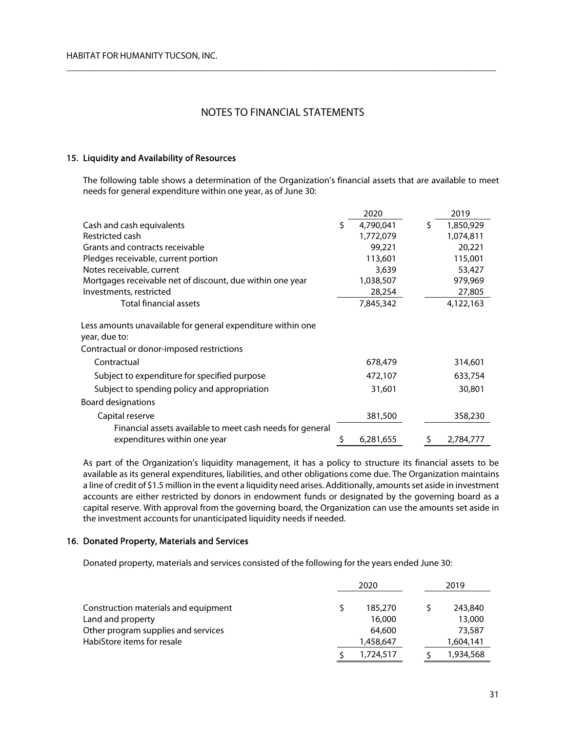# NOTES TO FINANCIAL STATEMENTS

## 15. Liquidity and Availability of Resources

The following table shows a determination of the Organization's financial assets that are available to meet needs for general expenditure within one year, as of June 30:

| | 2020 | 2019 |
|---|---|---|
| Cash and cash equivalents | $ 4,790,041 | $ 1,850,929 |
| Restricted cash | 1,772,079 | 1,074,811 |
| Grants and contracts receivable | 99,221 | 20,221 |
| Pledges receivable, current portion | 113,601 | 115,001 |
| Notes receivable, current | 3,639 | 53,427 |
| Mortgages receivable net of discount, due within one year | 1,038,507 | 979,969 |
| Investments, restricted | 28,254 | 27,805 |
| Total financial assets | 7,845,342 | 4,122,163 |
| Less amounts unavailable for general expenditure within one year, due to: | | |
| Contractual or donor-imposed restrictions | | |
| Contractual | 678,479 | 314,601 |
| Subject to expenditure for specified purpose | 472,107 | 633,754 |
| Subject to spending policy and appropriation | 31,601 | 30,801 |
| Board designations | | |
| Capital reserve | 381,500 | 358,230 |
| Financial assets available to meet cash needs for general expenditures within one year | $ 6,281,655 | $ 2,784,777 |

As part of the Organization's liquidity management, it has a policy to structure its financial assets to be available as its general expenditures, liabilities, and other obligations come due. The Organization maintains a line of credit of $1.5 million in the event a liquidity need arises. Additionally, amounts set aside in investment accounts are either restricted by donors in endowment funds or designated by the governing board as a capital reserve. With approval from the governing board, the Organization can use the amounts set aside in the investment accounts for unanticipated liquidity needs if needed.

## 16. Donated Property, Materials and Services

Donated property, materials and services consisted of the following for the years ended June 30:

| | 2020 | 2019 |
|---|---|---|
| Construction materials and equipment | $ 185,270 | $ 243,840 |
| Land and property | 16,000 | 13,000 |
| Other program supplies and services | 64,600 | 73,587 |
| HabiStore items for resale | 1,458,647 | 1,604,141 |
| | $ 1,724,517 | $ 1,934,568 |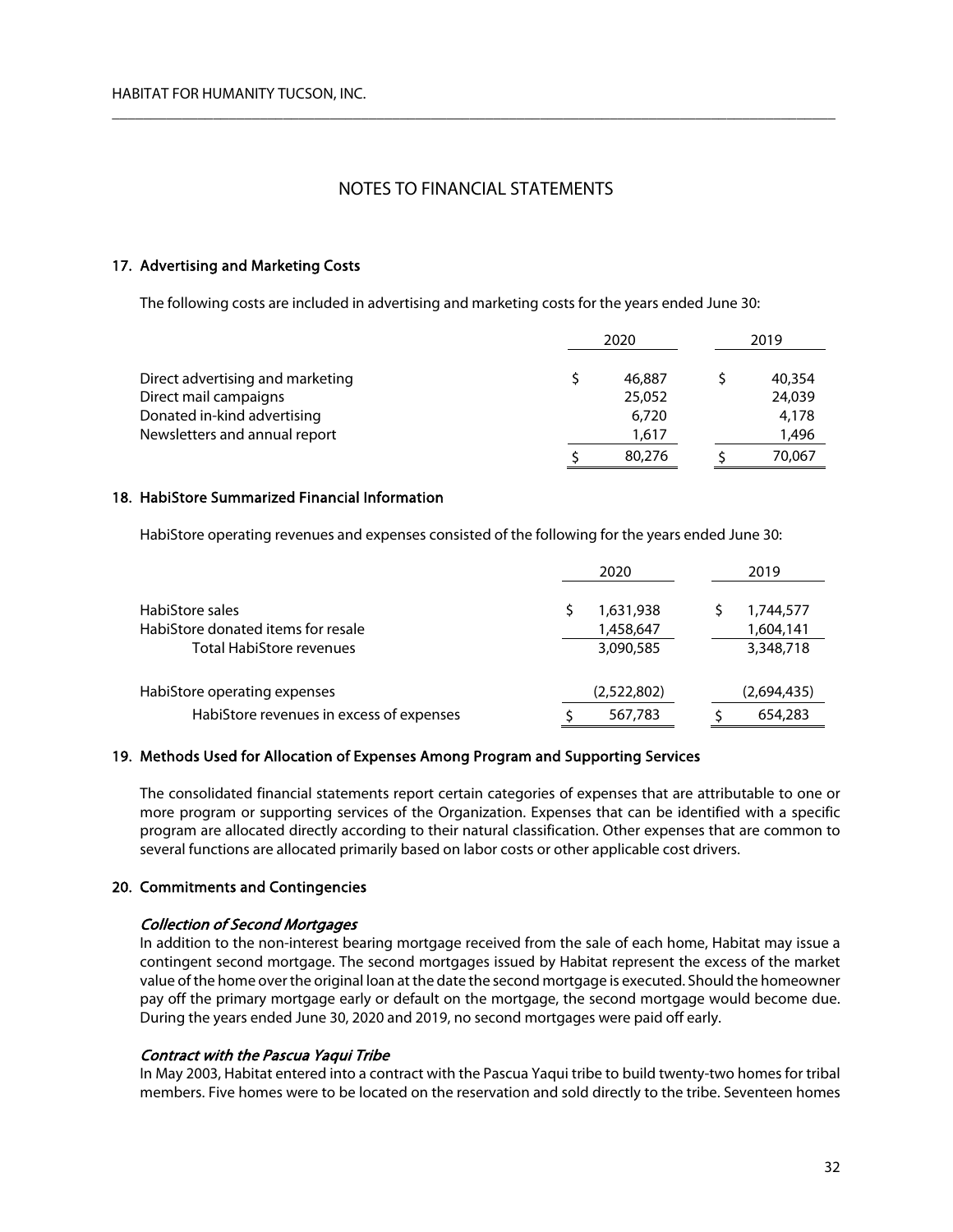# NOTES TO FINANCIAL STATEMENTS

## 17. Advertising and Marketing Costs

The following costs are included in advertising and marketing costs for the years ended June 30:

| | 2020 | 2019 |
|---|---|---|
| Direct advertising and marketing | $ 46,887 | $ 40,354 |
| Direct mail campaigns | 25,052 | 24,039 |
| Donated in-kind advertising | 6,720 | 4,178 |
| Newsletters and annual report | 1,617 | 1,496 |
| | $ 80,276 | $ 70,067 |

## 18. HabiStore Summarized Financial Information

HabiStore operating revenues and expenses consisted of the following for the years ended June 30:

| | 2020 | 2019 |
|---|---|---|
| HabiStore sales | $ 1,631,938 | $ 1,744,577 |
| HabiStore donated items for resale | 1,458,647 | 1,604,141 |
| Total HabiStore revenues | 3,090,585 | 3,348,718 |
| HabiStore operating expenses | (2,522,802) | (2,694,435) |
| HabiStore revenues in excess of expenses | $ 567,783 | $ 654,283 |

## 19. Methods Used for Allocation of Expenses Among Program and Supporting Services

The consolidated financial statements report certain categories of expenses that are attributable to one or more program or supporting services of the Organization. Expenses that can be identified with a specific program are allocated directly according to their natural classification. Other expenses that are common to several functions are allocated primarily based on labor costs or other applicable cost drivers.

## 20. Commitments and Contingencies

### *Collection of Second Mortgages*

In addition to the non-interest bearing mortgage received from the sale of each home, Habitat may issue a contingent second mortgage. The second mortgages issued by Habitat represent the excess of the market value of the home over the original loan at the date the second mortgage is executed. Should the homeowner pay off the primary mortgage early or default on the mortgage, the second mortgage would become due. During the years ended June 30, 2020 and 2019, no second mortgages were paid off early.

### *Contract with the Pascua Yaqui Tribe*

In May 2003, Habitat entered into a contract with the Pascua Yaqui tribe to build twenty-two homes for tribal members. Five homes were to be located on the reservation and sold directly to the tribe. Seventeen homes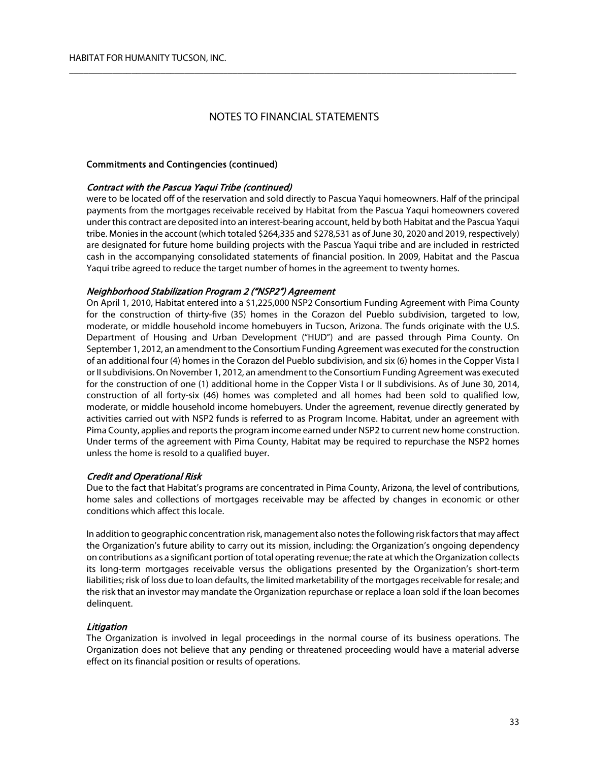# NOTES TO FINANCIAL STATEMENTS

## Commitments and Contingencies (continued)

### *Contract with the Pascua Yaqui Tribe (continued)*

were to be located off of the reservation and sold directly to Pascua Yaqui homeowners. Half of the principal payments from the mortgages receivable received by Habitat from the Pascua Yaqui homeowners covered under this contract are deposited into an interest-bearing account, held by both Habitat and the Pascua Yaqui tribe. Monies in the account (which totaled $264,335 and $278,531 as of June 30, 2020 and 2019, respectively) are designated for future home building projects with the Pascua Yaqui tribe and are included in restricted cash in the accompanying consolidated statements of financial position. In 2009, Habitat and the Pascua Yaqui tribe agreed to reduce the target number of homes in the agreement to twenty homes.

### *Neighborhood Stabilization Program 2 ("NSP2") Agreement*

On April 1, 2010, Habitat entered into a $1,225,000 NSP2 Consortium Funding Agreement with Pima County for the construction of thirty-five (35) homes in the Corazon del Pueblo subdivision, targeted to low, moderate, or middle household income homebuyers in Tucson, Arizona. The funds originate with the U.S. Department of Housing and Urban Development ("HUD") and are passed through Pima County. On September 1, 2012, an amendment to the Consortium Funding Agreement was executed for the construction of an additional four (4) homes in the Corazon del Pueblo subdivision, and six (6) homes in the Copper Vista I or II subdivisions. On November 1, 2012, an amendment to the Consortium Funding Agreement was executed for the construction of one (1) additional home in the Copper Vista I or II subdivisions. As of June 30, 2014, construction of all forty-six (46) homes was completed and all homes had been sold to qualified low, moderate, or middle household income homebuyers. Under the agreement, revenue directly generated by activities carried out with NSP2 funds is referred to as Program Income. Habitat, under an agreement with Pima County, applies and reports the program income earned under NSP2 to current new home construction. Under terms of the agreement with Pima County, Habitat may be required to repurchase the NSP2 homes unless the home is resold to a qualified buyer.

### *Credit and Operational Risk*

Due to the fact that Habitat's programs are concentrated in Pima County, Arizona, the level of contributions, home sales and collections of mortgages receivable may be affected by changes in economic or other conditions which affect this locale.

In addition to geographic concentration risk, management also notes the following risk factors that may affect the Organization's future ability to carry out its mission, including: the Organization's ongoing dependency on contributions as a significant portion of total operating revenue; the rate at which the Organization collects its long-term mortgages receivable versus the obligations presented by the Organization's short-term liabilities; risk of loss due to loan defaults, the limited marketability of the mortgages receivable for resale; and the risk that an investor may mandate the Organization repurchase or replace a loan sold if the loan becomes delinquent.

### *Litigation*

The Organization is involved in legal proceedings in the normal course of its business operations. The Organization does not believe that any pending or threatened proceeding would have a material adverse effect on its financial position or results of operations.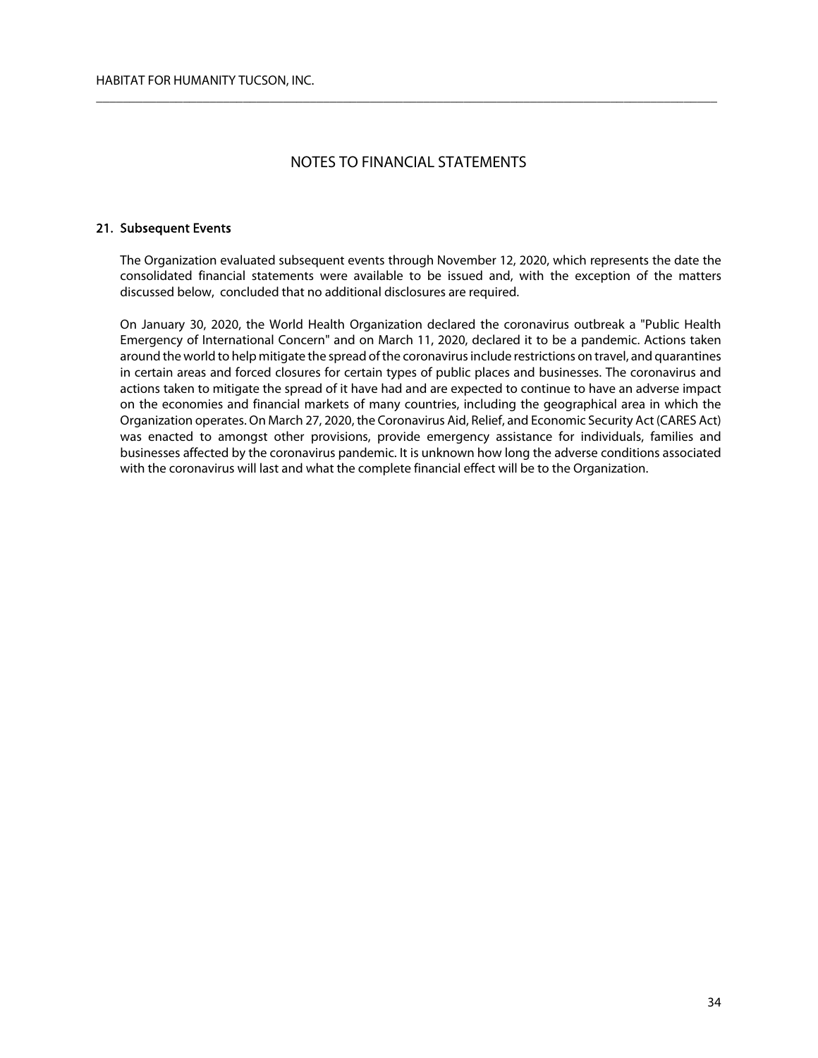# NOTES TO FINANCIAL STATEMENTS

## 21. Subsequent Events

The Organization evaluated subsequent events through November 12, 2020, which represents the date the consolidated financial statements were available to be issued and, with the exception of the matters discussed below, concluded that no additional disclosures are required.

On January 30, 2020, the World Health Organization declared the coronavirus outbreak a "Public Health Emergency of International Concern" and on March 11, 2020, declared it to be a pandemic. Actions taken around the world to help mitigate the spread of the coronavirus include restrictions on travel, and quarantines in certain areas and forced closures for certain types of public places and businesses. The coronavirus and actions taken to mitigate the spread of it have had and are expected to continue to have an adverse impact on the economies and financial markets of many countries, including the geographical area in which the Organization operates. On March 27, 2020, the Coronavirus Aid, Relief, and Economic Security Act (CARES Act) was enacted to amongst other provisions, provide emergency assistance for individuals, families and businesses affected by the coronavirus pandemic. It is unknown how long the adverse conditions associated with the coronavirus will last and what the complete financial effect will be to the Organization.